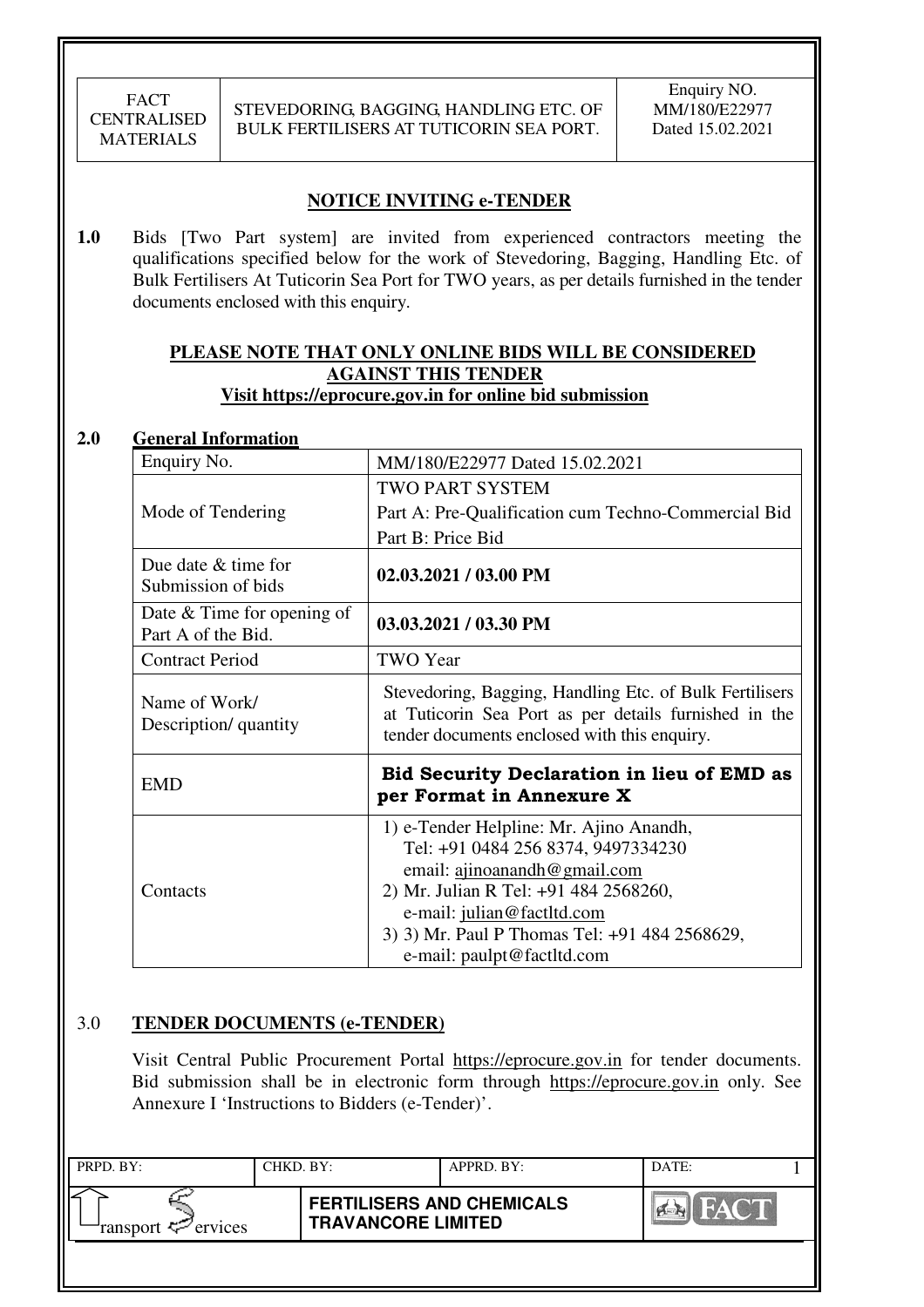## NOTICE INVITING e-TENDER

**1.0** Bids [Two Part system] are invited from experienced contractors meeting the qualifications specified below for the work of Stevedoring, Bagging, Handling Etc. of Bulk Fertilisers At Tuticorin Sea Port for TWO years, as per details furnished in the tender documents enclosed with this enquiry.

**PLEASE NOTE THAT ONLY ONLINE BIDS WILL BE CONSIDERED AGAINST THIS TENDER**

**Visit https://eprocure.gov.in for online bid submission**

## 2.0 General Information

| | |
|---|---|
| Enquiry No. | MM/180/E22977 Dated 15.02.2021 |
| Mode of Tendering | TWO PART SYSTEM<br>Part A: Pre-Qualification cum Techno-Commercial Bid<br>Part B: Price Bid |
| Due date & time for Submission of bids | **02.03.2021 / 03.00 PM** |
| Date & Time for opening of Part A of the Bid. | **03.03.2021 / 03.30 PM** |
| Contract Period | TWO Year |
| Name of Work/ Description/ quantity | Stevedoring, Bagging, Handling Etc. of Bulk Fertilisers at Tuticorin Sea Port as per details furnished in the tender documents enclosed with this enquiry. |
| EMD | **Bid Security Declaration in lieu of EMD as per Format in Annexure X** |
| Contacts | 1) e-Tender Helpline: Mr. Ajino Anandh, Tel: +91 0484 256 8374, 9497334230 email: ajinoanandh@gmail.com<br>2) Mr. Julian R Tel: +91 484 2568260, e-mail: julian@factltd.com<br>3) 3) Mr. Paul P Thomas Tel: +91 484 2568629, e-mail: paulpt@factltd.com |

## 3.0 TENDER DOCUMENTS (e-TENDER)

Visit Central Public Procurement Portal https://eprocure.gov.in for tender documents. Bid submission shall be in electronic form through https://eprocure.gov.in only. See Annexure I 'Instructions to Bidders (e-Tender)'.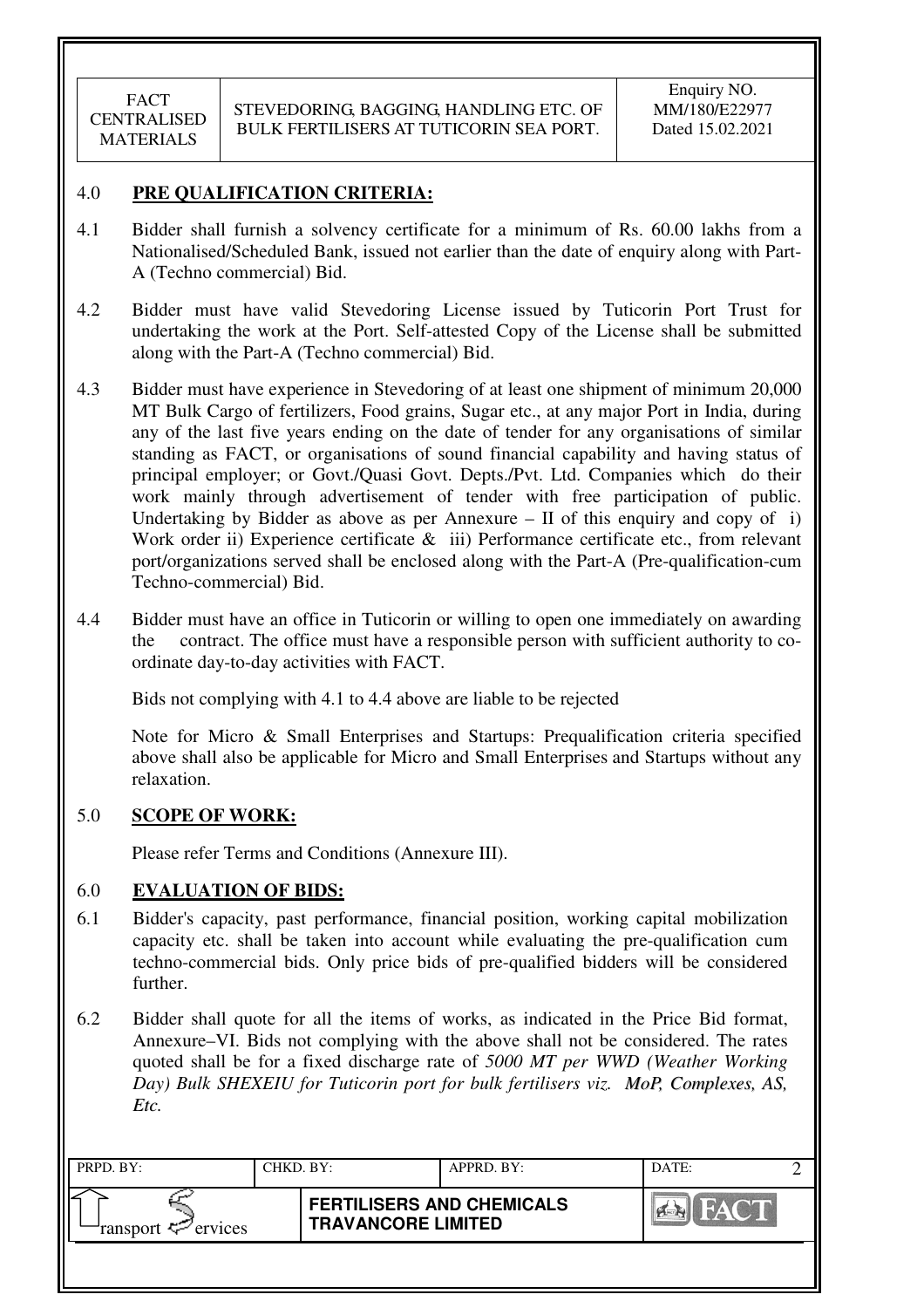## 4.0 PRE QUALIFICATION CRITERIA:

4.1 Bidder shall furnish a solvency certificate for a minimum of Rs. 60.00 lakhs from a Nationalised/Scheduled Bank, issued not earlier than the date of enquiry along with Part-A (Techno commercial) Bid.

4.2 Bidder must have valid Stevedoring License issued by Tuticorin Port Trust for undertaking the work at the Port. Self-attested Copy of the License shall be submitted along with the Part-A (Techno commercial) Bid.

4.3 Bidder must have experience in Stevedoring of at least one shipment of minimum 20,000 MT Bulk Cargo of fertilizers, Food grains, Sugar etc., at any major Port in India, during any of the last five years ending on the date of tender for any organisations of similar standing as FACT, or organisations of sound financial capability and having status of principal employer; or Govt./Quasi Govt. Depts./Pvt. Ltd. Companies which do their work mainly through advertisement of tender with free participation of public. Undertaking by Bidder as above as per Annexure – II of this enquiry and copy of i) Work order ii) Experience certificate & iii) Performance certificate etc., from relevant port/organizations served shall be enclosed along with the Part-A (Pre-qualification-cum Techno-commercial) Bid.

4.4 Bidder must have an office in Tuticorin or willing to open one immediately on awarding the contract. The office must have a responsible person with sufficient authority to co-ordinate day-to-day activities with FACT.

Bids not complying with 4.1 to 4.4 above are liable to be rejected

Note for Micro & Small Enterprises and Startups: Prequalification criteria specified above shall also be applicable for Micro and Small Enterprises and Startups without any relaxation.

## 5.0 SCOPE OF WORK:

Please refer Terms and Conditions (Annexure III).

## 6.0 EVALUATION OF BIDS:

6.1 Bidder's capacity, past performance, financial position, working capital mobilization capacity etc. shall be taken into account while evaluating the pre-qualification cum techno-commercial bids. Only price bids of pre-qualified bidders will be considered further.

6.2 Bidder shall quote for all the items of works, as indicated in the Price Bid format, Annexure–VI. Bids not complying with the above shall not be considered. The rates quoted shall be for a fixed discharge rate of *5000 MT per WWD (Weather Working Day) Bulk SHEXEIU for Tuticorin port for bulk fertilisers viz. MoP, Complexes, AS, Etc.*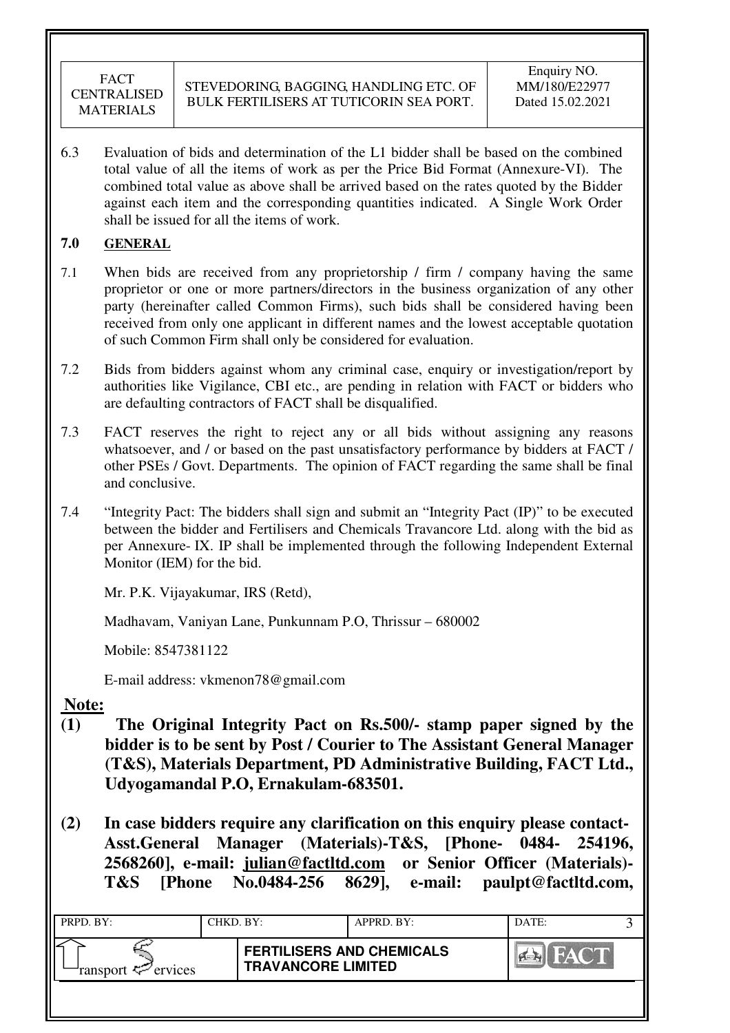6.3 Evaluation of bids and determination of the L1 bidder shall be based on the combined total value of all the items of work as per the Price Bid Format (Annexure-VI). The combined total value as above shall be arrived based on the rates quoted by the Bidder against each item and the corresponding quantities indicated. A Single Work Order shall be issued for all the items of work.

## 7.0 GENERAL

7.1 When bids are received from any proprietorship / firm / company having the same proprietor or one or more partners/directors in the business organization of any other party (hereinafter called Common Firms), such bids shall be considered having been received from only one applicant in different names and the lowest acceptable quotation of such Common Firm shall only be considered for evaluation.

7.2 Bids from bidders against whom any criminal case, enquiry or investigation/report by authorities like Vigilance, CBI etc., are pending in relation with FACT or bidders who are defaulting contractors of FACT shall be disqualified.

7.3 FACT reserves the right to reject any or all bids without assigning any reasons whatsoever, and / or based on the past unsatisfactory performance by bidders at FACT / other PSEs / Govt. Departments. The opinion of FACT regarding the same shall be final and conclusive.

7.4 "Integrity Pact: The bidders shall sign and submit an "Integrity Pact (IP)" to be executed between the bidder and Fertilisers and Chemicals Travancore Ltd. along with the bid as per Annexure- IX. IP shall be implemented through the following Independent External Monitor (IEM) for the bid.

Mr. P.K. Vijayakumar, IRS (Retd),

Madhavam, Vaniyan Lane, Punkunnam P.O, Thrissur – 680002

Mobile: 8547381122

E-mail address: vkmenon78@gmail.com

**Note:**

**(1) The Original Integrity Pact on Rs.500/- stamp paper signed by the bidder is to be sent by Post / Courier to The Assistant General Manager (T&S), Materials Department, PD Administrative Building, FACT Ltd., Udyogamandal P.O, Ernakulam-683501.**

**(2) In case bidders require any clarification on this enquiry please contact- Asst.General Manager (Materials)-T&S, [Phone- 0484- 254196, 2568260], e-mail: julian@factltd.com or Senior Officer (Materials)-T&S [Phone No.0484-256 8629], e-mail: paulpt@factltd.com,**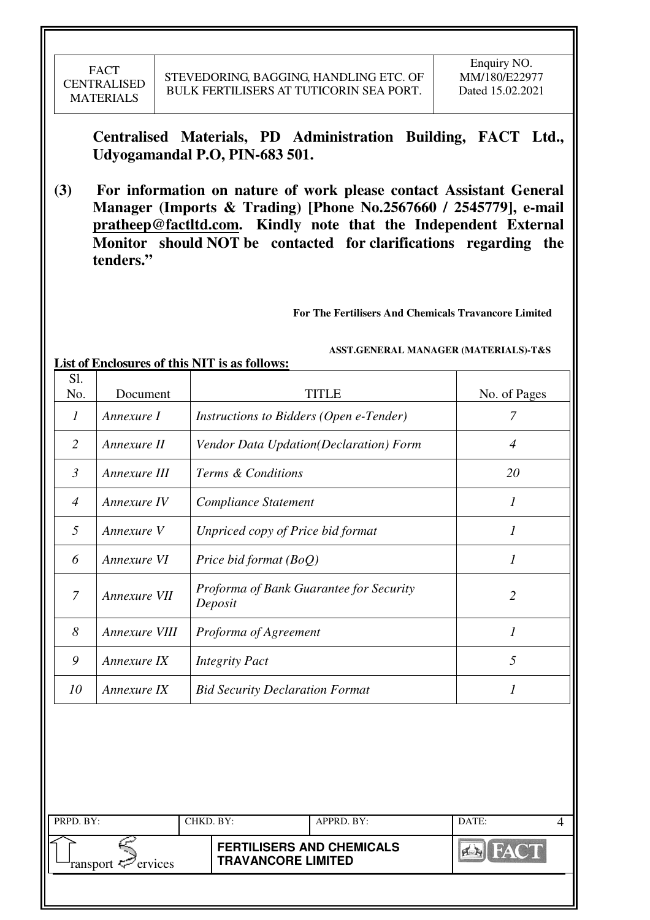**Centralised Materials, PD Administration Building, FACT Ltd., Udyogamandal P.O, PIN-683 501.**

**(3) For information on nature of work please contact Assistant General Manager (Imports & Trading) [Phone No.2567660 / 2545779], e-mail pratheep@factltd.com. Kindly note that the Independent External Monitor should NOT be contacted for clarifications regarding the tenders."**

**For The Fertilisers And Chemicals Travancore Limited**

**ASST.GENERAL MANAGER (MATERIALS)-T&S**

**List of Enclosures of this NIT is as follows:**

| Sl. No. | Document | TITLE | No. of Pages |
|---|---|---|---|
| *1* | *Annexure I* | *Instructions to Bidders (Open e-Tender)* | *7* |
| *2* | *Annexure II* | *Vendor Data Updation(Declaration) Form* | *4* |
| *3* | *Annexure III* | *Terms & Conditions* | *20* |
| *4* | *Annexure IV* | *Compliance Statement* | *1* |
| *5* | *Annexure V* | *Unpriced copy of Price bid format* | *1* |
| *6* | *Annexure VI* | *Price bid format (BoQ)* | *1* |
| *7* | *Annexure VII* | *Proforma of Bank Guarantee for Security Deposit* | *2* |
| *8* | *Annexure VIII* | *Proforma of Agreement* | *1* |
| *9* | *Annexure IX* | *Integrity Pact* | *5* |
| *10* | *Annexure IX* | *Bid Security Declaration Format* | *1* |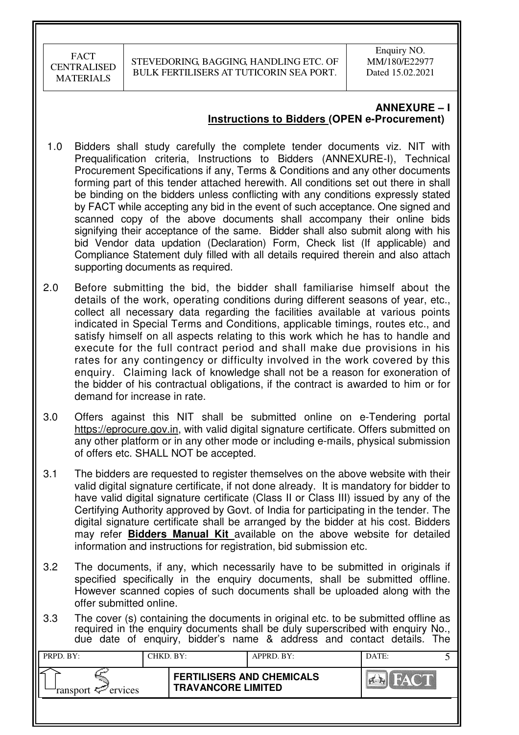## ANNEXURE – I

### Instructions to Bidders (OPEN e-Procurement)

1.0 Bidders shall study carefully the complete tender documents viz. NIT with Prequalification criteria, Instructions to Bidders (ANNEXURE-I), Technical Procurement Specifications if any, Terms & Conditions and any other documents forming part of this tender attached herewith. All conditions set out there in shall be binding on the bidders unless conflicting with any conditions expressly stated by FACT while accepting any bid in the event of such acceptance. One signed and scanned copy of the above documents shall accompany their online bids signifying their acceptance of the same. Bidder shall also submit along with his bid Vendor data updation (Declaration) Form, Check list (If applicable) and Compliance Statement duly filled with all details required therein and also attach supporting documents as required.

2.0 Before submitting the bid, the bidder shall familiarise himself about the details of the work, operating conditions during different seasons of year, etc., collect all necessary data regarding the facilities available at various points indicated in Special Terms and Conditions, applicable timings, routes etc., and satisfy himself on all aspects relating to this work which he has to handle and execute for the full contract period and shall make due provisions in his rates for any contingency or difficulty involved in the work covered by this enquiry. Claiming lack of knowledge shall not be a reason for exoneration of the bidder of his contractual obligations, if the contract is awarded to him or for demand for increase in rate.

3.0 Offers against this NIT shall be submitted online on e-Tendering portal https://eprocure.gov.in, with valid digital signature certificate. Offers submitted on any other platform or in any other mode or including e-mails, physical submission of offers etc. SHALL NOT be accepted.

3.1 The bidders are requested to register themselves on the above website with their valid digital signature certificate, if not done already. It is mandatory for bidder to have valid digital signature certificate (Class II or Class III) issued by any of the Certifying Authority approved by Govt. of India for participating in the tender. The digital signature certificate shall be arranged by the bidder at his cost. Bidders may refer **Bidders Manual Kit** available on the above website for detailed information and instructions for registration, bid submission etc.

3.2 The documents, if any, which necessarily have to be submitted in originals if specified specifically in the enquiry documents, shall be submitted offline. However scanned copies of such documents shall be uploaded along with the offer submitted online.

3.3 The cover (s) containing the documents in original etc. to be submitted offline as required in the enquiry documents shall be duly superscribed with enquiry No., due date of enquiry, bidder's name & address and contact details. The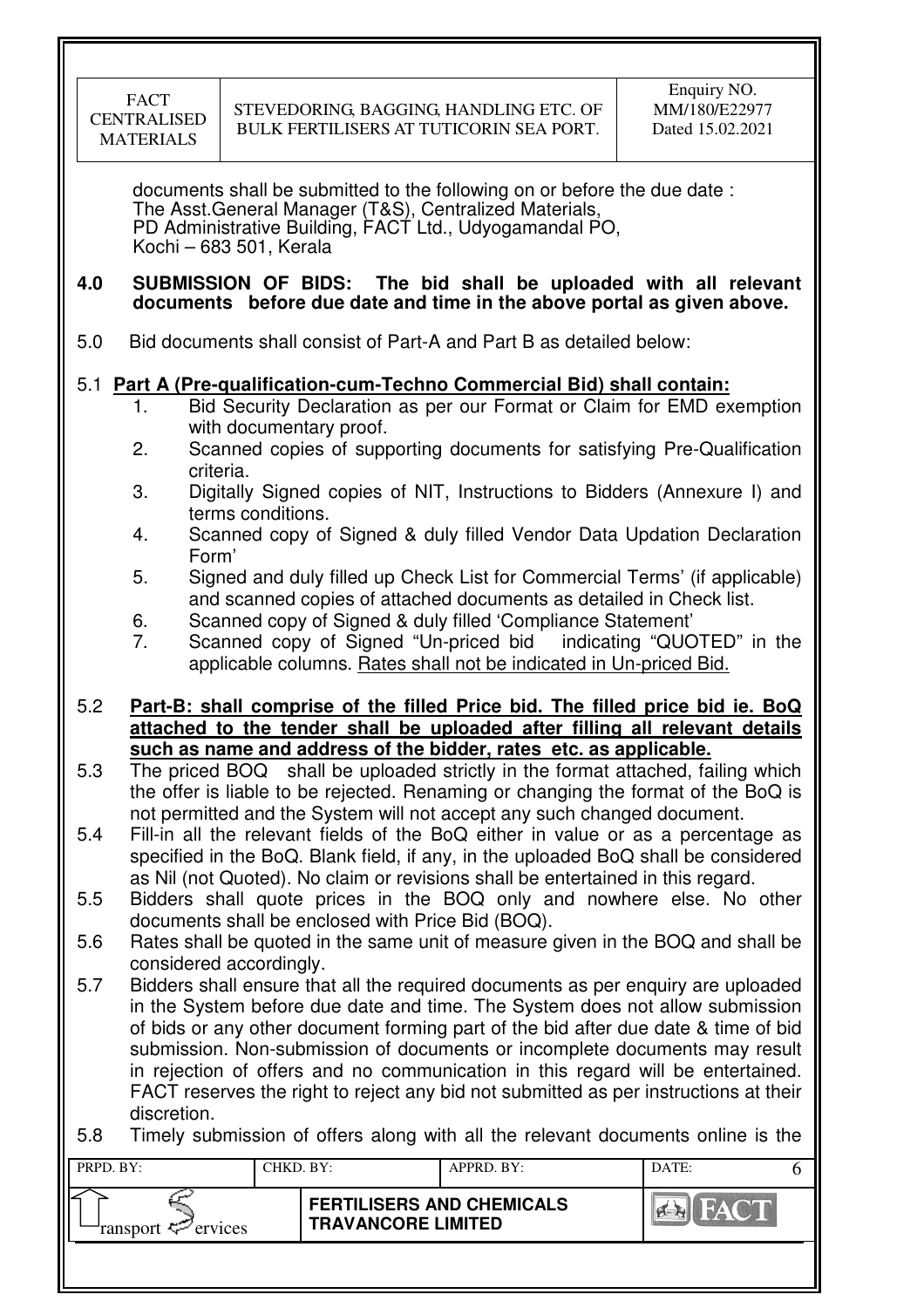documents shall be submitted to the following on or before the due date :
The Asst.General Manager (T&S), Centralized Materials,
PD Administrative Building, FACT Ltd., Udyogamandal PO,
Kochi – 683 501, Kerala

**4.0 SUBMISSION OF BIDS: The bid shall be uploaded with all relevant documents before due date and time in the above portal as given above.**

5.0 Bid documents shall consist of Part-A and Part B as detailed below:

5.1 **Part A (Pre-qualification-cum-Techno Commercial Bid) shall contain:**

1. Bid Security Declaration as per our Format or Claim for EMD exemption with documentary proof.
2. Scanned copies of supporting documents for satisfying Pre-Qualification criteria.
3. Digitally Signed copies of NIT, Instructions to Bidders (Annexure I) and terms conditions.
4. Scanned copy of Signed & duly filled Vendor Data Updation Declaration Form'
5. Signed and duly filled up Check List for Commercial Terms' (if applicable) and scanned copies of attached documents as detailed in Check list.
6. Scanned copy of Signed & duly filled 'Compliance Statement'
7. Scanned copy of Signed "Un-priced bid indicating "QUOTED" in the applicable columns. Rates shall not be indicated in Un-priced Bid.

5.2 **Part-B: shall comprise of the filled Price bid. The filled price bid ie. BoQ attached to the tender shall be uploaded after filling all relevant details such as name and address of the bidder, rates etc. as applicable.**

5.3 The priced BOQ shall be uploaded strictly in the format attached, failing which the offer is liable to be rejected. Renaming or changing the format of the BoQ is not permitted and the System will not accept any such changed document.

5.4 Fill-in all the relevant fields of the BoQ either in value or as a percentage as specified in the BoQ. Blank field, if any, in the uploaded BoQ shall be considered as Nil (not Quoted). No claim or revisions shall be entertained in this regard.

5.5 Bidders shall quote prices in the BOQ only and nowhere else. No other documents shall be enclosed with Price Bid (BOQ).

5.6 Rates shall be quoted in the same unit of measure given in the BOQ and shall be considered accordingly.

5.7 Bidders shall ensure that all the required documents as per enquiry are uploaded in the System before due date and time. The System does not allow submission of bids or any other document forming part of the bid after due date & time of bid submission. Non-submission of documents or incomplete documents may result in rejection of offers and no communication in this regard will be entertained. FACT reserves the right to reject any bid not submitted as per instructions at their discretion.

5.8 Timely submission of offers along with all the relevant documents online is the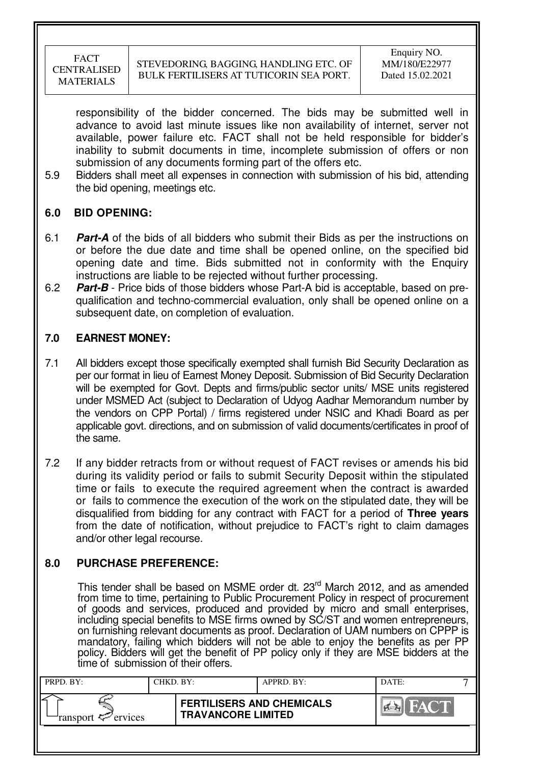responsibility of the bidder concerned. The bids may be submitted well in advance to avoid last minute issues like non availability of internet, server not available, power failure etc. FACT shall not be held responsible for bidder's inability to submit documents in time, incomplete submission of offers or non submission of any documents forming part of the offers etc.

5.9 Bidders shall meet all expenses in connection with submission of his bid, attending the bid opening, meetings etc.

## 6.0 BID OPENING:

6.1 ***Part-A*** of the bids of all bidders who submit their Bids as per the instructions on or before the due date and time shall be opened online, on the specified bid opening date and time. Bids submitted not in conformity with the Enquiry instructions are liable to be rejected without further processing.

6.2 ***Part-B*** - Price bids of those bidders whose Part-A bid is acceptable, based on pre-qualification and techno-commercial evaluation, only shall be opened online on a subsequent date, on completion of evaluation.

## 7.0 EARNEST MONEY:

7.1 All bidders except those specifically exempted shall furnish Bid Security Declaration as per our format in lieu of Earnest Money Deposit. Submission of Bid Security Declaration will be exempted for Govt. Depts and firms/public sector units/ MSE units registered under MSMED Act (subject to Declaration of Udyog Aadhar Memorandum number by the vendors on CPP Portal) / firms registered under NSIC and Khadi Board as per applicable govt. directions, and on submission of valid documents/certificates in proof of the same.

7.2 If any bidder retracts from or without request of FACT revises or amends his bid during its validity period or fails to submit Security Deposit within the stipulated time or fails to execute the required agreement when the contract is awarded or fails to commence the execution of the work on the stipulated date, they will be disqualified from bidding for any contract with FACT for a period of **Three years** from the date of notification, without prejudice to FACT's right to claim damages and/or other legal recourse.

## 8.0 PURCHASE PREFERENCE:

This tender shall be based on MSME order dt. 23rd March 2012, and as amended from time to time, pertaining to Public Procurement Policy in respect of procurement of goods and services, produced and provided by micro and small enterprises, including special benefits to MSE firms owned by SC/ST and women entrepreneurs, on furnishing relevant documents as proof. Declaration of UAM numbers on CPPP is mandatory, failing which bidders will not be able to enjoy the benefits as per PP policy. Bidders will get the benefit of PP policy only if they are MSE bidders at the time of submission of their offers.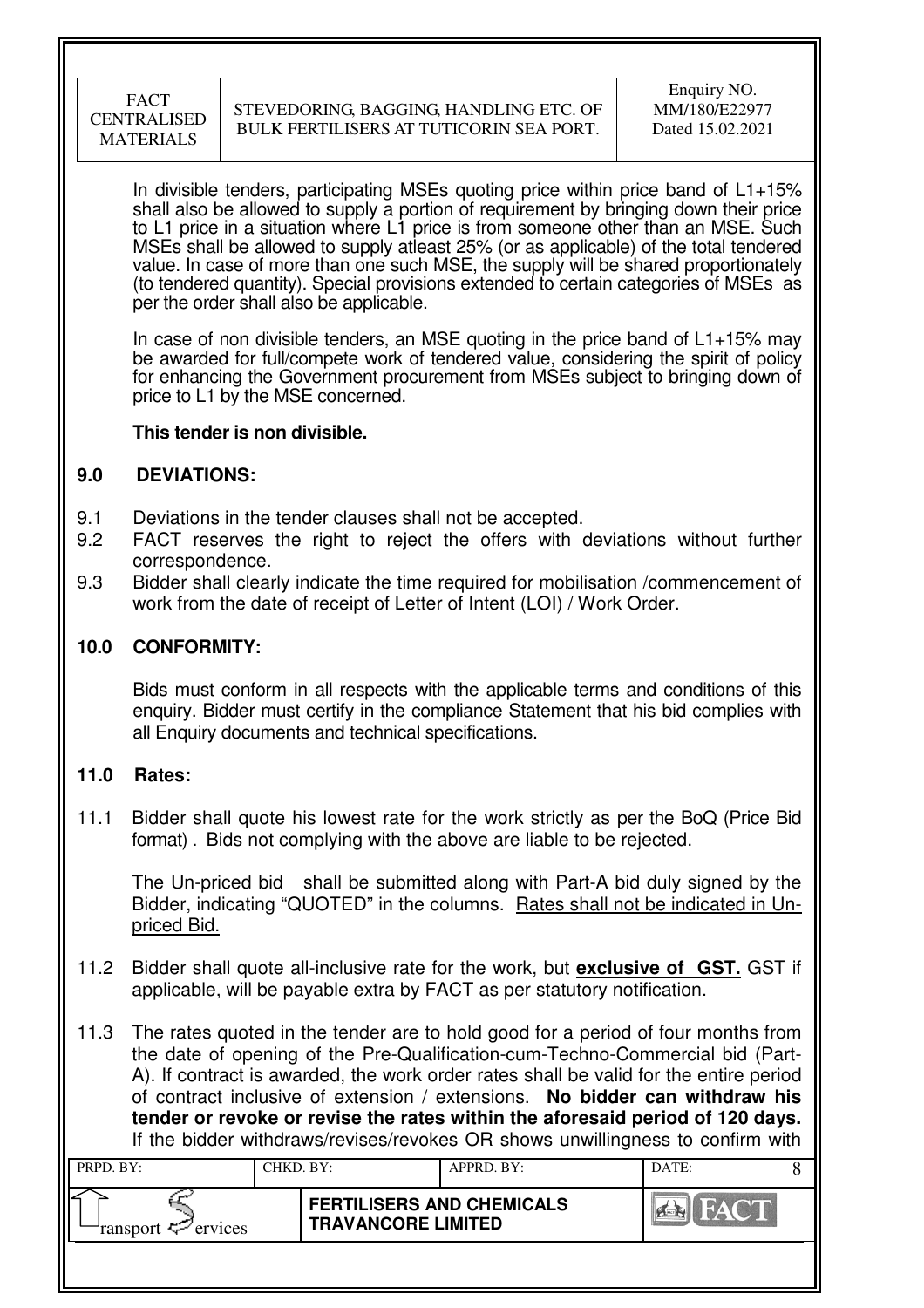In divisible tenders, participating MSEs quoting price within price band of L1+15% shall also be allowed to supply a portion of requirement by bringing down their price to L1 price in a situation where L1 price is from someone other than an MSE. Such MSEs shall be allowed to supply atleast 25% (or as applicable) of the total tendered value. In case of more than one such MSE, the supply will be shared proportionately (to tendered quantity). Special provisions extended to certain categories of MSEs as per the order shall also be applicable.

In case of non divisible tenders, an MSE quoting in the price band of L1+15% may be awarded for full/compete work of tendered value, considering the spirit of policy for enhancing the Government procurement from MSEs subject to bringing down of price to L1 by the MSE concerned.

**This tender is non divisible.**

## 9.0 DEVIATIONS:

9.1 Deviations in the tender clauses shall not be accepted.

9.2 FACT reserves the right to reject the offers with deviations without further correspondence.

9.3 Bidder shall clearly indicate the time required for mobilisation /commencement of work from the date of receipt of Letter of Intent (LOI) / Work Order.

## 10.0 CONFORMITY:

Bids must conform in all respects with the applicable terms and conditions of this enquiry. Bidder must certify in the compliance Statement that his bid complies with all Enquiry documents and technical specifications.

## 11.0 Rates:

11.1 Bidder shall quote his lowest rate for the work strictly as per the BoQ (Price Bid format) . Bids not complying with the above are liable to be rejected.

The Un-priced bid shall be submitted along with Part-A bid duly signed by the Bidder, indicating "QUOTED" in the columns. Rates shall not be indicated in Un-priced Bid.

11.2 Bidder shall quote all-inclusive rate for the work, but **exclusive of GST.** GST if applicable, will be payable extra by FACT as per statutory notification.

11.3 The rates quoted in the tender are to hold good for a period of four months from the date of opening of the Pre-Qualification-cum-Techno-Commercial bid (Part-A). If contract is awarded, the work order rates shall be valid for the entire period of contract inclusive of extension / extensions. **No bidder can withdraw his tender or revoke or revise the rates within the aforesaid period of 120 days.** If the bidder withdraws/revises/revokes OR shows unwillingness to confirm with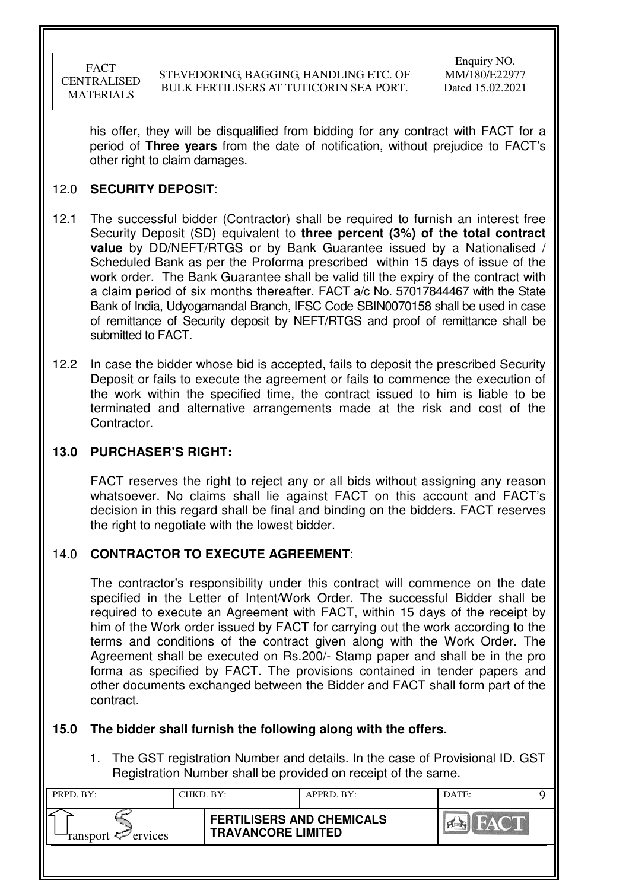his offer, they will be disqualified from bidding for any contract with FACT for a period of **Three years** from the date of notification, without prejudice to FACT's other right to claim damages.

## 12.0 SECURITY DEPOSIT:

12.1 The successful bidder (Contractor) shall be required to furnish an interest free Security Deposit (SD) equivalent to **three percent (3%) of the total contract value** by DD/NEFT/RTGS or by Bank Guarantee issued by a Nationalised / Scheduled Bank as per the Proforma prescribed within 15 days of issue of the work order. The Bank Guarantee shall be valid till the expiry of the contract with a claim period of six months thereafter. FACT a/c No. 57017844467 with the State Bank of India, Udyogamandal Branch, IFSC Code SBIN0070158 shall be used in case of remittance of Security deposit by NEFT/RTGS and proof of remittance shall be submitted to FACT.

12.2 In case the bidder whose bid is accepted, fails to deposit the prescribed Security Deposit or fails to execute the agreement or fails to commence the execution of the work within the specified time, the contract issued to him is liable to be terminated and alternative arrangements made at the risk and cost of the Contractor.

## 13.0 PURCHASER'S RIGHT:

FACT reserves the right to reject any or all bids without assigning any reason whatsoever. No claims shall lie against FACT on this account and FACT's decision in this regard shall be final and binding on the bidders. FACT reserves the right to negotiate with the lowest bidder.

## 14.0 CONTRACTOR TO EXECUTE AGREEMENT:

The contractor's responsibility under this contract will commence on the date specified in the Letter of Intent/Work Order. The successful Bidder shall be required to execute an Agreement with FACT, within 15 days of the receipt by him of the Work order issued by FACT for carrying out the work according to the terms and conditions of the contract given along with the Work Order. The Agreement shall be executed on Rs.200/- Stamp paper and shall be in the pro forma as specified by FACT. The provisions contained in tender papers and other documents exchanged between the Bidder and FACT shall form part of the contract.

## 15.0 The bidder shall furnish the following along with the offers.

1. The GST registration Number and details. In the case of Provisional ID, GST Registration Number shall be provided on receipt of the same.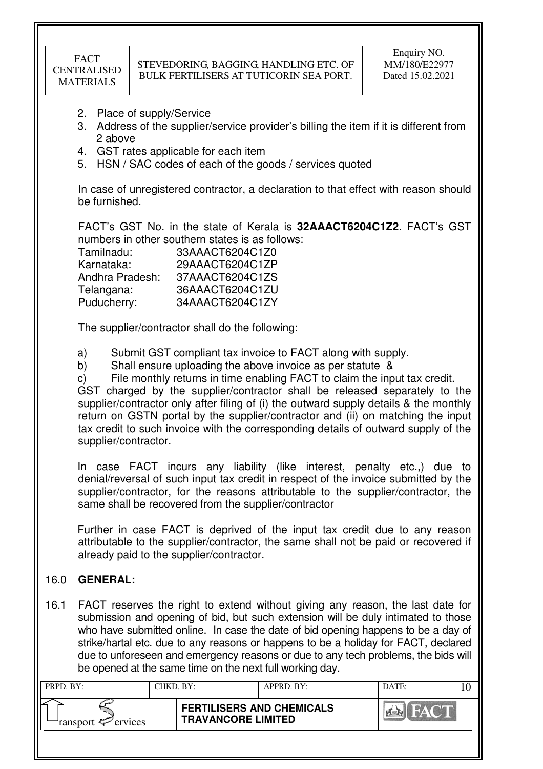2. Place of supply/Service
3. Address of the supplier/service provider's billing the item if it is different from 2 above
4. GST rates applicable for each item
5. HSN / SAC codes of each of the goods / services quoted

In case of unregistered contractor, a declaration to that effect with reason should be furnished.

FACT's GST No. in the state of Kerala is **32AAACT6204C1Z2**. FACT's GST numbers in other southern states is as follows:

| | |
|---|---|
| Tamilnadu: | 33AAACT6204C1Z0 |
| Karnataka: | 29AAACT6204C1ZP |
| Andhra Pradesh: | 37AAACT6204C1ZS |
| Telangana: | 36AAACT6204C1ZU |
| Puducherry: | 34AAACT6204C1ZY |

The supplier/contractor shall do the following:

a) Submit GST compliant tax invoice to FACT along with supply.
b) Shall ensure uploading the above invoice as per statute &
c) File monthly returns in time enabling FACT to claim the input tax credit.

GST charged by the supplier/contractor shall be released separately to the supplier/contractor only after filing of (i) the outward supply details & the monthly return on GSTN portal by the supplier/contractor and (ii) on matching the input tax credit to such invoice with the corresponding details of outward supply of the supplier/contractor.

In case FACT incurs any liability (like interest, penalty etc.,) due to denial/reversal of such input tax credit in respect of the invoice submitted by the supplier/contractor, for the reasons attributable to the supplier/contractor, the same shall be recovered from the supplier/contractor

Further in case FACT is deprived of the input tax credit due to any reason attributable to the supplier/contractor, the same shall not be paid or recovered if already paid to the supplier/contractor.

## 16.0 GENERAL:

16.1 FACT reserves the right to extend without giving any reason, the last date for submission and opening of bid, but such extension will be duly intimated to those who have submitted online. In case the date of bid opening happens to be a day of strike/hartal etc. due to any reasons or happens to be a holiday for FACT, declared due to unforeseen and emergency reasons or due to any tech problems, the bids will be opened at the same time on the next full working day.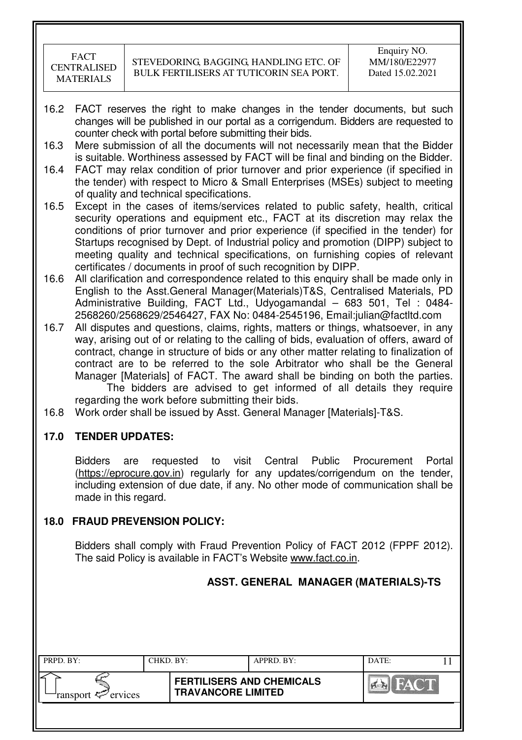16.2 FACT reserves the right to make changes in the tender documents, but such changes will be published in our portal as a corrigendum. Bidders are requested to counter check with portal before submitting their bids.

16.3 Mere submission of all the documents will not necessarily mean that the Bidder is suitable. Worthiness assessed by FACT will be final and binding on the Bidder.

16.4 FACT may relax condition of prior turnover and prior experience (if specified in the tender) with respect to Micro & Small Enterprises (MSEs) subject to meeting of quality and technical specifications.

16.5 Except in the cases of items/services related to public safety, health, critical security operations and equipment etc., FACT at its discretion may relax the conditions of prior turnover and prior experience (if specified in the tender) for Startups recognised by Dept. of Industrial policy and promotion (DIPP) subject to meeting quality and technical specifications, on furnishing copies of relevant certificates / documents in proof of such recognition by DIPP.

16.6 All clarification and correspondence related to this enquiry shall be made only in English to the Asst.General Manager(Materials)T&S, Centralised Materials, PD Administrative Building, FACT Ltd., Udyogamandal – 683 501, Tel : 0484-2568260/2568629/2546427, FAX No: 0484-2545196, Email:julian@factltd.com

16.7 All disputes and questions, claims, rights, matters or things, whatsoever, in any way, arising out of or relating to the calling of bids, evaluation of offers, award of contract, change in structure of bids or any other matter relating to finalization of contract are to be referred to the sole Arbitrator who shall be the General Manager [Materials] of FACT. The award shall be binding on both the parties.

The bidders are advised to get informed of all details they require regarding the work before submitting their bids.

16.8 Work order shall be issued by Asst. General Manager [Materials]-T&S.

## 17.0 TENDER UPDATES:

Bidders are requested to visit Central Public Procurement Portal (https://eprocure.gov.in) regularly for any updates/corrigendum on the tender, including extension of due date, if any. No other mode of communication shall be made in this regard.

## 18.0 FRAUD PREVENSION POLICY:

Bidders shall comply with Fraud Prevention Policy of FACT 2012 (FPPF 2012). The said Policy is available in FACT's Website www.fact.co.in.

**ASST. GENERAL MANAGER (MATERIALS)-TS**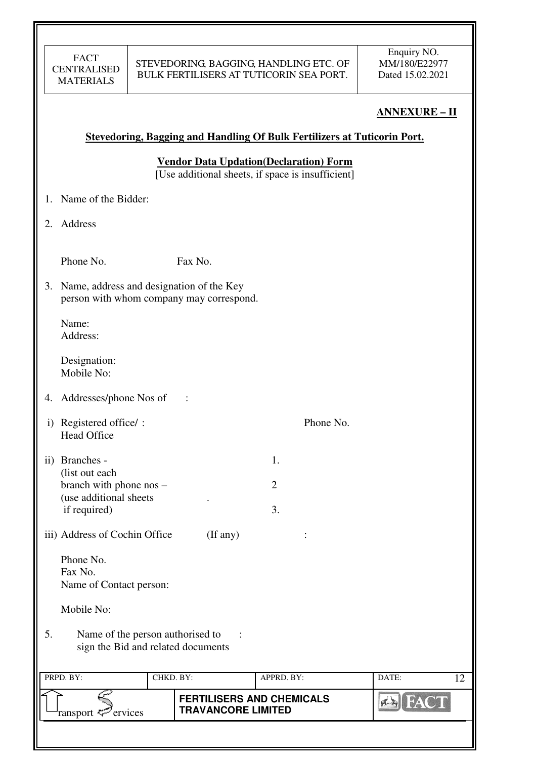## ANNEXURE – II

### Stevedoring, Bagging and Handling Of Bulk Fertilizers at Tuticorin Port.

**Vendor Data Updation(Declaration) Form**

[Use additional sheets, if space is insufficient]

1. Name of the Bidder:

2. Address

   Phone No. Fax No.

3. Name, address and designation of the Key person with whom company may correspond.

   Name:
   Address:

   Designation:
   Mobile No:

4. Addresses/phone Nos of :

i) Registered office/ : Head Office Phone No.

ii) Branches - (list out each branch with phone nos – (use additional sheets if required)
   1.
   2
   3.

iii) Address of Cochin Office (If any) :

   Phone No.
   Fax No.
   Name of Contact person:

   Mobile No:

5. Name of the person authorised to sign the Bid and related documents :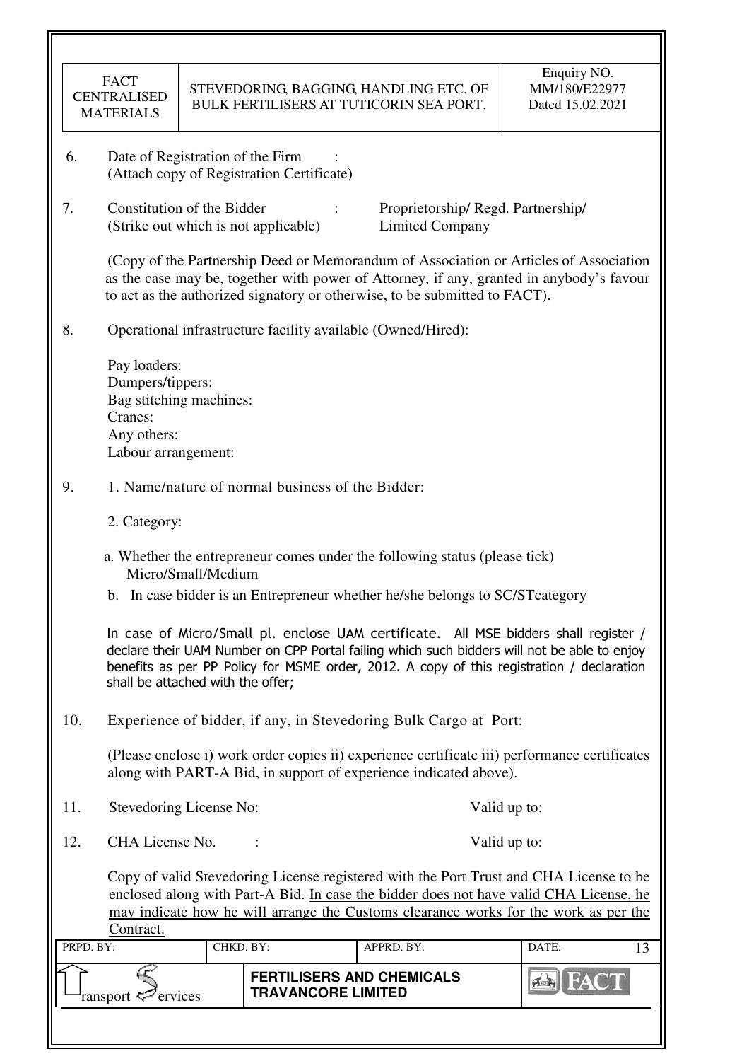6. Date of Registration of the Firm :
   (Attach copy of Registration Certificate)

7. Constitution of the Bidder : Proprietorship/ Regd. Partnership/ Limited Company
   (Strike out which is not applicable)

   (Copy of the Partnership Deed or Memorandum of Association or Articles of Association as the case may be, together with power of Attorney, if any, granted in anybody's favour to act as the authorized signatory or otherwise, to be submitted to FACT).

8. Operational infrastructure facility available (Owned/Hired):

   Pay loaders:
   Dumpers/tippers:
   Bag stitching machines:
   Cranes:
   Any others:
   Labour arrangement:

9. 1. Name/nature of normal business of the Bidder:

   2. Category:

   a. Whether the entrepreneur comes under the following status (please tick)
      Micro/Small/Medium

   b. In case bidder is an Entrepreneur whether he/she belongs to SC/STcategory

   In case of Micro/Small pl. enclose UAM certificate. All MSE bidders shall register / declare their UAM Number on CPP Portal failing which such bidders will not be able to enjoy benefits as per PP Policy for MSME order, 2012. A copy of this registration / declaration shall be attached with the offer;

10. Experience of bidder, if any, in Stevedoring Bulk Cargo at Port:

    (Please enclose i) work order copies ii) experience certificate iii) performance certificates along with PART-A Bid, in support of experience indicated above).

11. Stevedoring License No: Valid up to:

12. CHA License No. : Valid up to:

    Copy of valid Stevedoring License registered with the Port Trust and CHA License to be enclosed along with Part-A Bid. In case the bidder does not have valid CHA License, he may indicate how he will arrange the Customs clearance works for the work as per the Contract.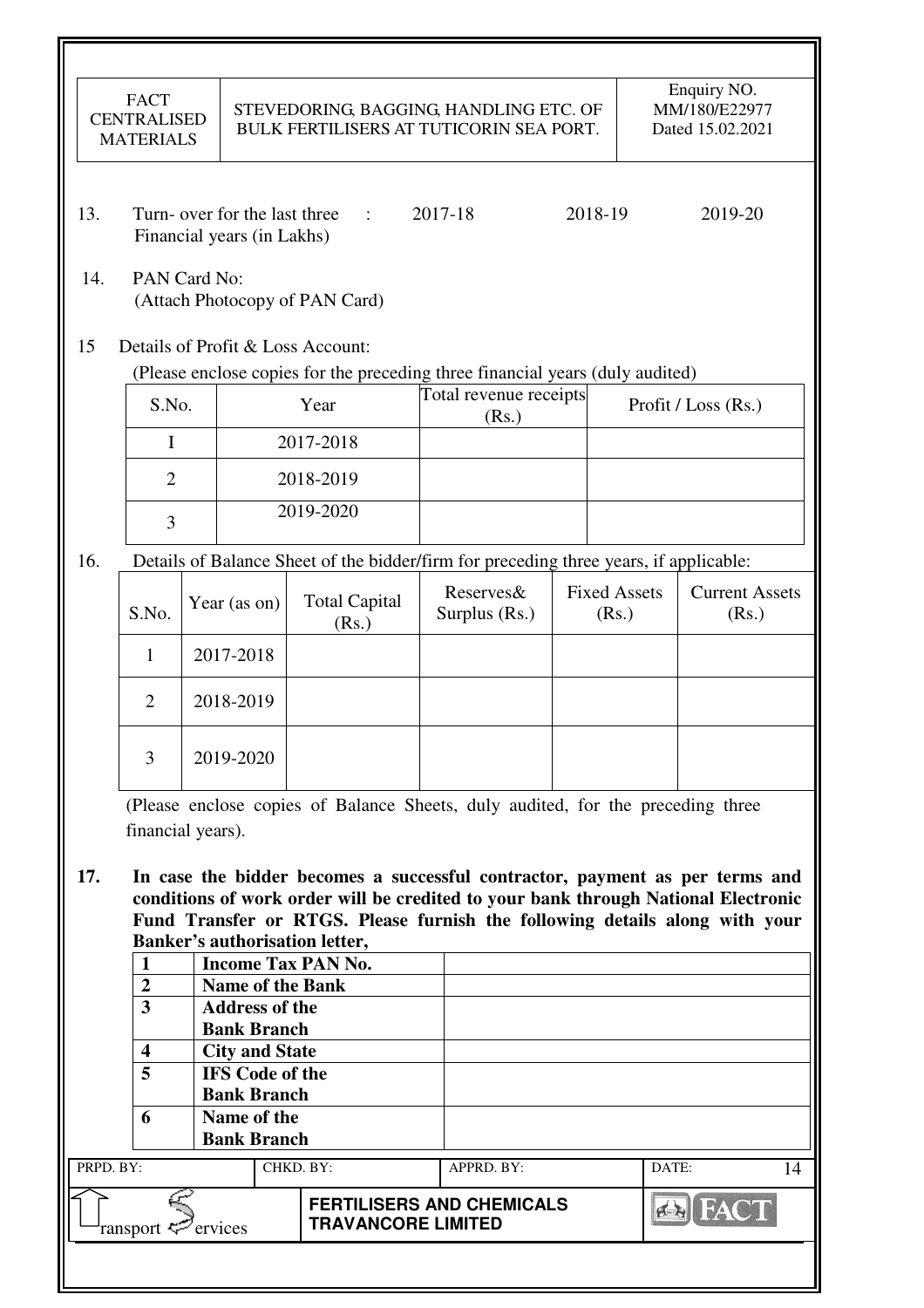13. Turn- over for the last three Financial years (in Lakhs) : 2017-18 2018-19 2019-20

14. PAN Card No:
(Attach Photocopy of PAN Card)

15 Details of Profit & Loss Account:
(Please enclose copies for the preceding three financial years (duly audited)

| S.No. | Year | Total revenue receipts (Rs.) | Profit / Loss (Rs.) |
|---|---|---|---|
| I | 2017-2018 | | |
| 2 | 2018-2019 | | |
| 3 | 2019-2020 | | |

16. Details of Balance Sheet of the bidder/firm for preceding three years, if applicable:

| S.No. | Year (as on) | Total Capital (Rs.) | Reserves& Surplus (Rs.) | Fixed Assets (Rs.) | Current Assets (Rs.) |
|---|---|---|---|---|---|
| 1 | 2017-2018 | | | | |
| 2 | 2018-2019 | | | | |
| 3 | 2019-2020 | | | | |

(Please enclose copies of Balance Sheets, duly audited, for the preceding three financial years).

**17. In case the bidder becomes a successful contractor, payment as per terms and conditions of work order will be credited to your bank through National Electronic Fund Transfer or RTGS. Please furnish the following details along with your Banker's authorisation letter,**

| | | |
|---|---|---|
| **1** | **Income Tax PAN No.** | |
| **2** | **Name of the Bank** | |
| **3** | **Address of the Bank Branch** | |
| **4** | **City and State** | |
| **5** | **IFS Code of the Bank Branch** | |
| **6** | **Name of the Bank Branch** | |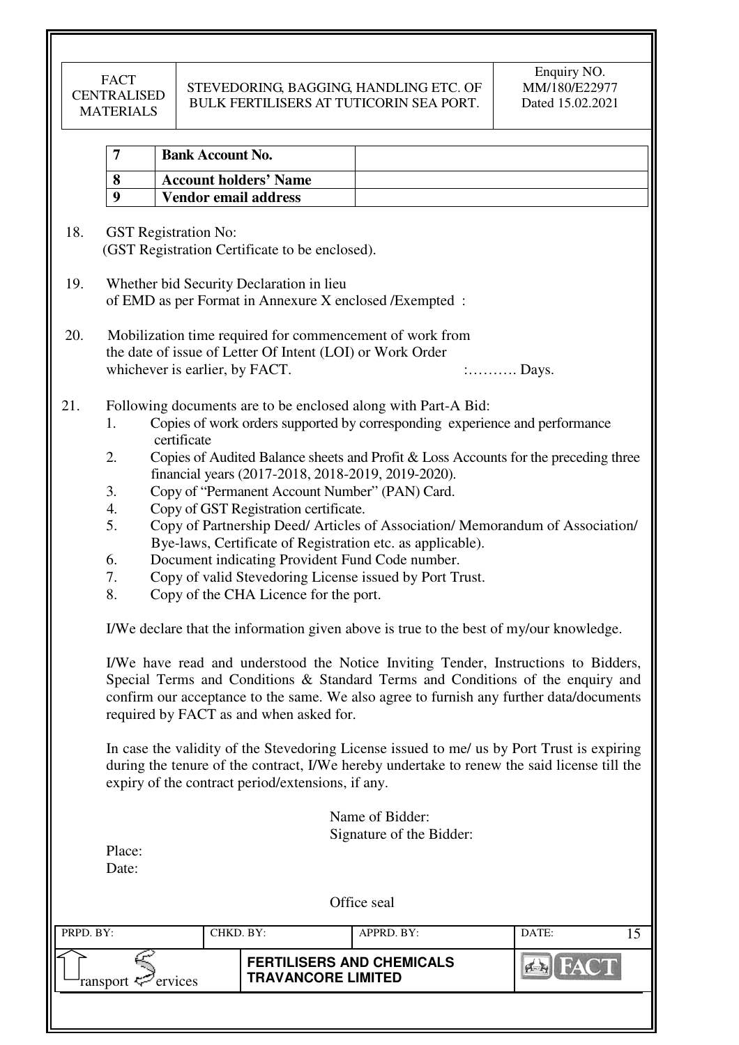| 7 | Bank Account No. | |
|---|---|---|
| 8 | Account holders' Name | |
| 9 | Vendor email address | |

18. GST Registration No:
    (GST Registration Certificate to be enclosed).

19. Whether bid Security Declaration in lieu of EMD as per Format in Annexure X enclosed /Exempted :

20. Mobilization time required for commencement of work from the date of issue of Letter Of Intent (LOI) or Work Order whichever is earlier, by FACT. :………. Days.

21. Following documents are to be enclosed along with Part-A Bid:
    1. Copies of work orders supported by corresponding experience and performance certificate
    2. Copies of Audited Balance sheets and Profit & Loss Accounts for the preceding three financial years (2017-2018, 2018-2019, 2019-2020).
    3. Copy of "Permanent Account Number" (PAN) Card.
    4. Copy of GST Registration certificate.
    5. Copy of Partnership Deed/ Articles of Association/ Memorandum of Association/ Bye-laws, Certificate of Registration etc. as applicable).
    6. Document indicating Provident Fund Code number.
    7. Copy of valid Stevedoring License issued by Port Trust.
    8. Copy of the CHA Licence for the port.

I/We declare that the information given above is true to the best of my/our knowledge.

I/We have read and understood the Notice Inviting Tender, Instructions to Bidders, Special Terms and Conditions & Standard Terms and Conditions of the enquiry and confirm our acceptance to the same. We also agree to furnish any further data/documents required by FACT as and when asked for.

In case the validity of the Stevedoring License issued to me/ us by Port Trust is expiring during the tenure of the contract, I/We hereby undertake to renew the said license till the expiry of the contract period/extensions, if any.

Name of Bidder:
Signature of the Bidder:

Place:
Date:

Office seal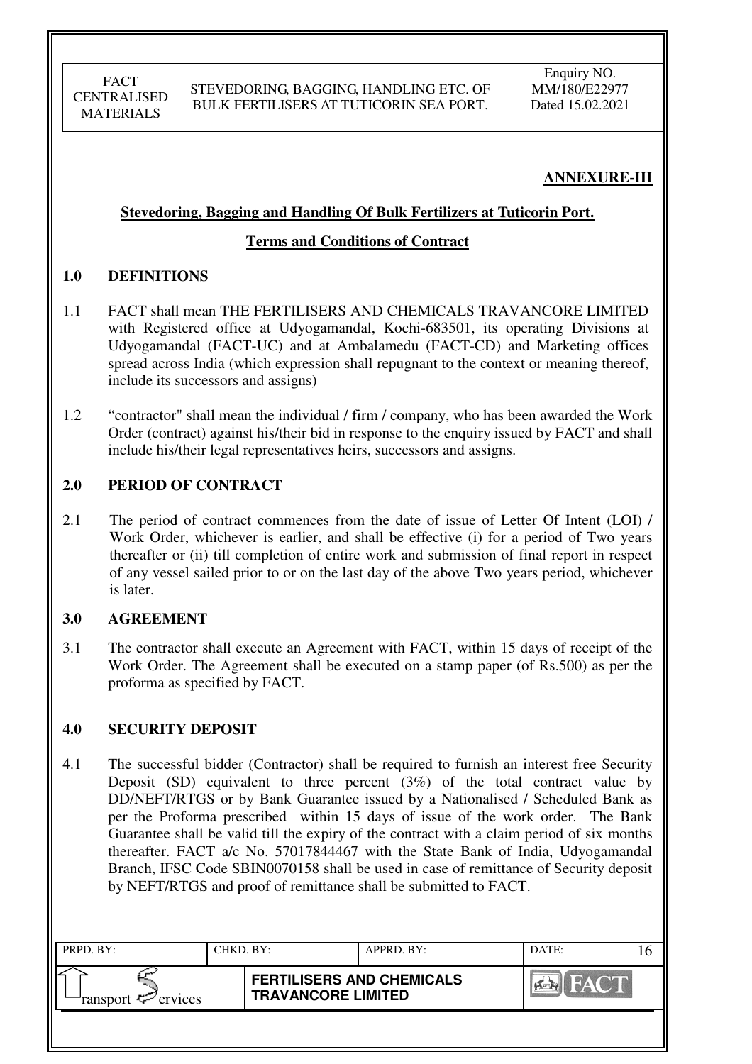## ANNEXURE-III

### Stevedoring, Bagging and Handling Of Bulk Fertilizers at Tuticorin Port.

### Terms and Conditions of Contract

**1.0 DEFINITIONS**

1.1 FACT shall mean THE FERTILISERS AND CHEMICALS TRAVANCORE LIMITED with Registered office at Udyogamandal, Kochi-683501, its operating Divisions at Udyogamandal (FACT-UC) and at Ambalamedu (FACT-CD) and Marketing offices spread across India (which expression shall repugnant to the context or meaning thereof, include its successors and assigns)

1.2 "contractor" shall mean the individual / firm / company, who has been awarded the Work Order (contract) against his/their bid in response to the enquiry issued by FACT and shall include his/their legal representatives heirs, successors and assigns.

**2.0 PERIOD OF CONTRACT**

2.1 The period of contract commences from the date of issue of Letter Of Intent (LOI) / Work Order, whichever is earlier, and shall be effective (i) for a period of Two years thereafter or (ii) till completion of entire work and submission of final report in respect of any vessel sailed prior to or on the last day of the above Two years period, whichever is later.

**3.0 AGREEMENT**

3.1 The contractor shall execute an Agreement with FACT, within 15 days of receipt of the Work Order. The Agreement shall be executed on a stamp paper (of Rs.500) as per the proforma as specified by FACT.

**4.0 SECURITY DEPOSIT**

4.1 The successful bidder (Contractor) shall be required to furnish an interest free Security Deposit (SD) equivalent to three percent (3%) of the total contract value by DD/NEFT/RTGS or by Bank Guarantee issued by a Nationalised / Scheduled Bank as per the Proforma prescribed within 15 days of issue of the work order. The Bank Guarantee shall be valid till the expiry of the contract with a claim period of six months thereafter. FACT a/c No. 57017844467 with the State Bank of India, Udyogamandal Branch, IFSC Code SBIN0070158 shall be used in case of remittance of Security deposit by NEFT/RTGS and proof of remittance shall be submitted to FACT.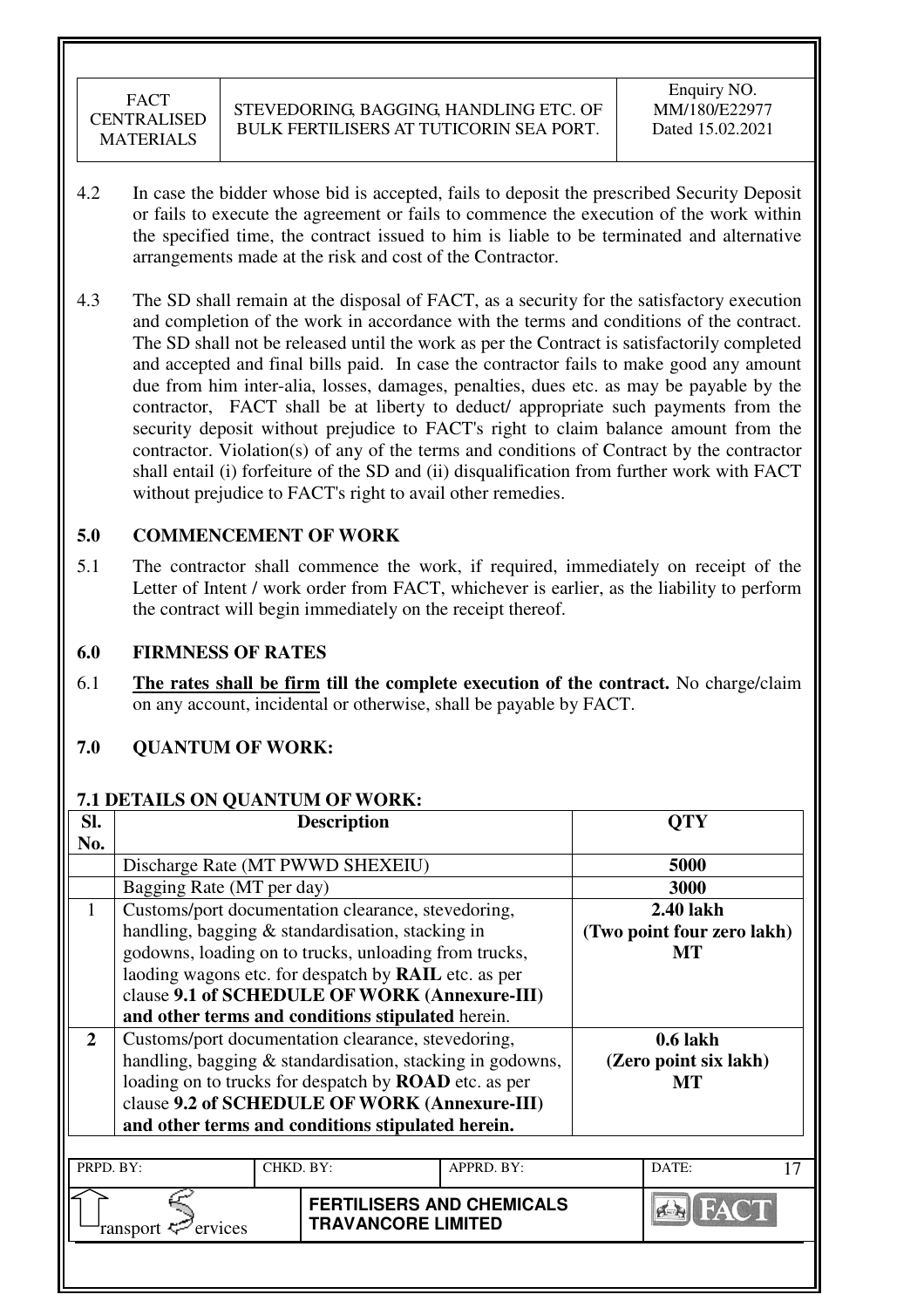4.2 In case the bidder whose bid is accepted, fails to deposit the prescribed Security Deposit or fails to execute the agreement or fails to commence the execution of the work within the specified time, the contract issued to him is liable to be terminated and alternative arrangements made at the risk and cost of the Contractor.

4.3 The SD shall remain at the disposal of FACT, as a security for the satisfactory execution and completion of the work in accordance with the terms and conditions of the contract. The SD shall not be released until the work as per the Contract is satisfactorily completed and accepted and final bills paid. In case the contractor fails to make good any amount due from him inter-alia, losses, damages, penalties, dues etc. as may be payable by the contractor, FACT shall be at liberty to deduct/ appropriate such payments from the security deposit without prejudice to FACT's right to claim balance amount from the contractor. Violation(s) of any of the terms and conditions of Contract by the contractor shall entail (i) forfeiture of the SD and (ii) disqualification from further work with FACT without prejudice to FACT's right to avail other remedies.

## 5.0 COMMENCEMENT OF WORK

5.1 The contractor shall commence the work, if required, immediately on receipt of the Letter of Intent / work order from FACT, whichever is earlier, as the liability to perform the contract will begin immediately on the receipt thereof.

## 6.0 FIRMNESS OF RATES

6.1 **The rates shall be firm till the complete execution of the contract.** No charge/claim on any account, incidental or otherwise, shall be payable by FACT.

## 7.0 QUANTUM OF WORK:

### 7.1 DETAILS ON QUANTUM OF WORK:

| Sl. No. | Description | QTY |
|---|---|---|
| | Discharge Rate (MT PWWD SHEXEIU) | **5000** |
| | Bagging Rate (MT per day) | **3000** |
| 1 | Customs/port documentation clearance, stevedoring, handling, bagging & standardisation, stacking in godowns, loading on to trucks, unloading from trucks, laoding wagons etc. for despatch by **RAIL** etc. as per clause **9.1 of SCHEDULE OF WORK (Annexure-III) and other terms and conditions stipulated** herein. | **2.40 lakh (Two point four zero lakh) MT** |
| **2** | Customs/port documentation clearance, stevedoring, handling, bagging & standardisation, stacking in godowns, loading on to trucks for despatch by **ROAD** etc. as per clause **9.2 of SCHEDULE OF WORK (Annexure-III) and other terms and conditions stipulated herein.** | **0.6 lakh (Zero point six lakh) MT** |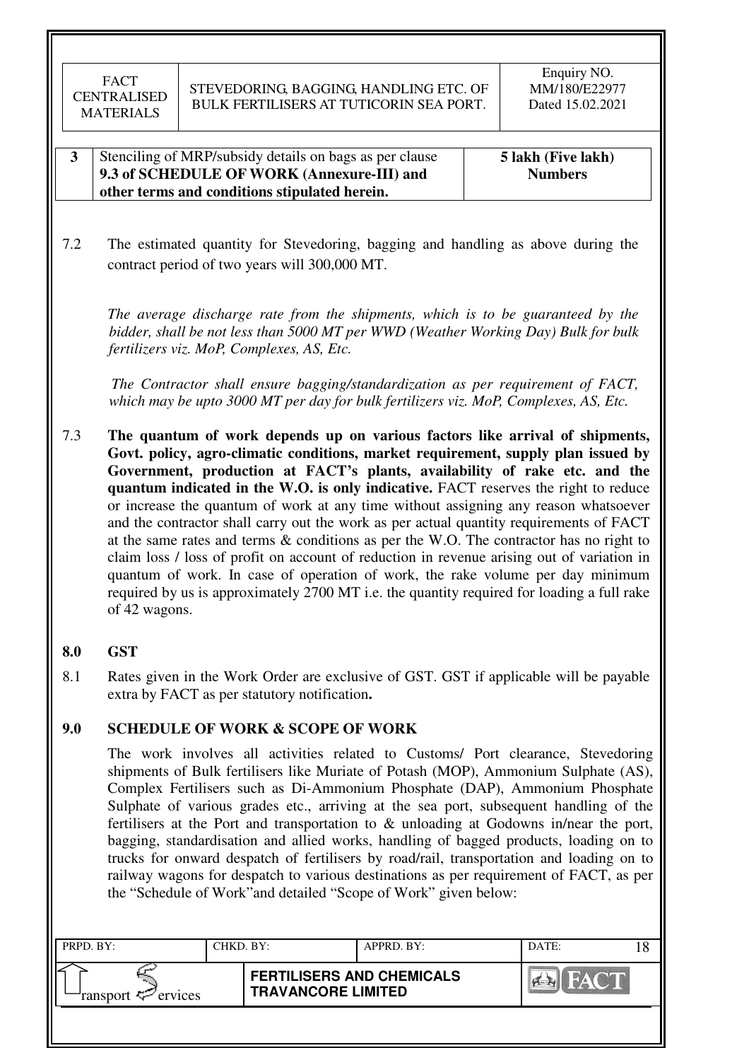| 3 | Stenciling of MRP/subsidy details on bags as per clause **9.3 of SCHEDULE OF WORK (Annexure-III) and other terms and conditions stipulated herein.** | **5 lakh (Five lakh) Numbers** |
|---|---|---|

7.2 The estimated quantity for Stevedoring, bagging and handling as above during the contract period of two years will 300,000 MT.

*The average discharge rate from the shipments, which is to be guaranteed by the bidder, shall be not less than 5000 MT per WWD (Weather Working Day) Bulk for bulk fertilizers viz. MoP, Complexes, AS, Etc.*

*The Contractor shall ensure bagging/standardization as per requirement of FACT, which may be upto 3000 MT per day for bulk fertilizers viz. MoP, Complexes, AS, Etc.*

7.3 **The quantum of work depends up on various factors like arrival of shipments, Govt. policy, agro-climatic conditions, market requirement, supply plan issued by Government, production at FACT's plants, availability of rake etc. and the quantum indicated in the W.O. is only indicative.** FACT reserves the right to reduce or increase the quantum of work at any time without assigning any reason whatsoever and the contractor shall carry out the work as per actual quantity requirements of FACT at the same rates and terms & conditions as per the W.O. The contractor has no right to claim loss / loss of profit on account of reduction in revenue arising out of variation in quantum of work. In case of operation of work, the rake volume per day minimum required by us is approximately 2700 MT i.e. the quantity required for loading a full rake of 42 wagons.

## 8.0 GST

8.1 Rates given in the Work Order are exclusive of GST. GST if applicable will be payable extra by FACT as per statutory notification**.**

## 9.0 SCHEDULE OF WORK & SCOPE OF WORK

The work involves all activities related to Customs/ Port clearance, Stevedoring shipments of Bulk fertilisers like Muriate of Potash (MOP), Ammonium Sulphate (AS), Complex Fertilisers such as Di-Ammonium Phosphate (DAP), Ammonium Phosphate Sulphate of various grades etc., arriving at the sea port, subsequent handling of the fertilisers at the Port and transportation to & unloading at Godowns in/near the port, bagging, standardisation and allied works, handling of bagged products, loading on to trucks for onward despatch of fertilisers by road/rail, transportation and loading on to railway wagons for despatch to various destinations as per requirement of FACT, as per the "Schedule of Work"and detailed "Scope of Work" given below: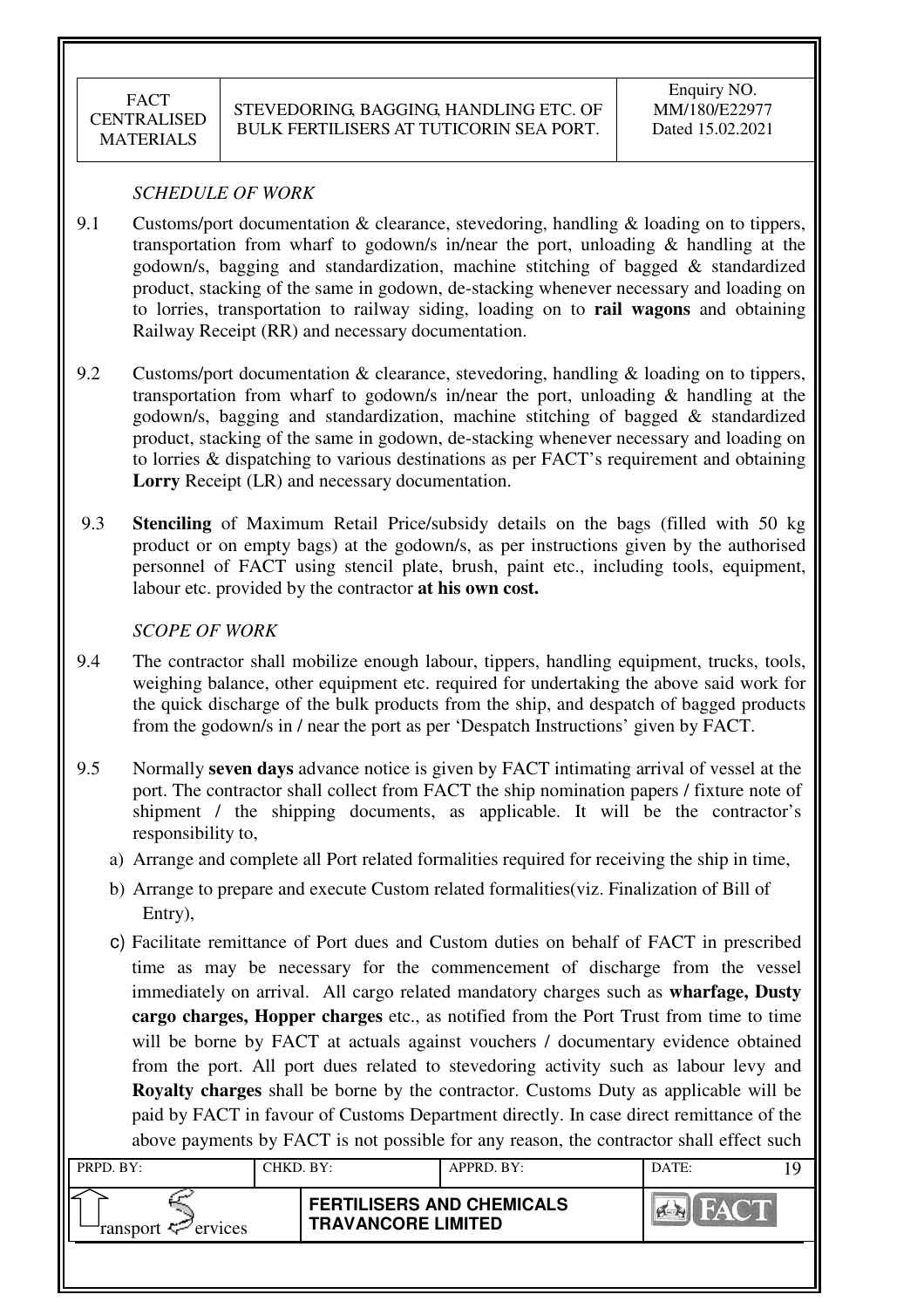*SCHEDULE OF WORK*

9.1 Customs/port documentation & clearance, stevedoring, handling & loading on to tippers, transportation from wharf to godown/s in/near the port, unloading & handling at the godown/s, bagging and standardization, machine stitching of bagged & standardized product, stacking of the same in godown, de-stacking whenever necessary and loading on to lorries, transportation to railway siding, loading on to **rail wagons** and obtaining Railway Receipt (RR) and necessary documentation.

9.2 Customs/port documentation & clearance, stevedoring, handling & loading on to tippers, transportation from wharf to godown/s in/near the port, unloading & handling at the godown/s, bagging and standardization, machine stitching of bagged & standardized product, stacking of the same in godown, de-stacking whenever necessary and loading on to lorries & dispatching to various destinations as per FACT's requirement and obtaining **Lorry** Receipt (LR) and necessary documentation.

9.3 **Stenciling** of Maximum Retail Price/subsidy details on the bags (filled with 50 kg product or on empty bags) at the godown/s, as per instructions given by the authorised personnel of FACT using stencil plate, brush, paint etc., including tools, equipment, labour etc. provided by the contractor **at his own cost.**

*SCOPE OF WORK*

9.4 The contractor shall mobilize enough labour, tippers, handling equipment, trucks, tools, weighing balance, other equipment etc. required for undertaking the above said work for the quick discharge of the bulk products from the ship, and despatch of bagged products from the godown/s in / near the port as per 'Despatch Instructions' given by FACT.

9.5 Normally **seven days** advance notice is given by FACT intimating arrival of vessel at the port. The contractor shall collect from FACT the ship nomination papers / fixture note of shipment / the shipping documents, as applicable. It will be the contractor's responsibility to,

a) Arrange and complete all Port related formalities required for receiving the ship in time,

b) Arrange to prepare and execute Custom related formalities(viz. Finalization of Bill of Entry),

c) Facilitate remittance of Port dues and Custom duties on behalf of FACT in prescribed time as may be necessary for the commencement of discharge from the vessel immediately on arrival. All cargo related mandatory charges such as **wharfage, Dusty cargo charges, Hopper charges** etc., as notified from the Port Trust from time to time will be borne by FACT at actuals against vouchers / documentary evidence obtained from the port. All port dues related to stevedoring activity such as labour levy and **Royalty charges** shall be borne by the contractor. Customs Duty as applicable will be paid by FACT in favour of Customs Department directly. In case direct remittance of the above payments by FACT is not possible for any reason, the contractor shall effect such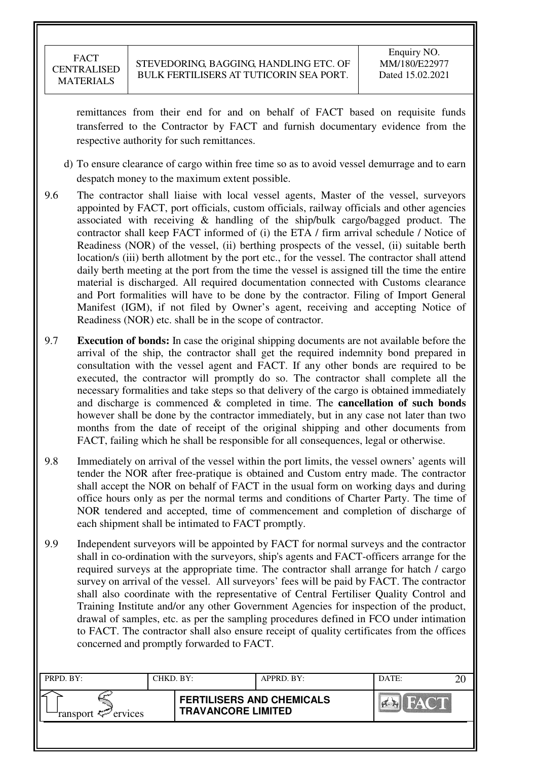remittances from their end for and on behalf of FACT based on requisite funds transferred to the Contractor by FACT and furnish documentary evidence from the respective authority for such remittances.

d) To ensure clearance of cargo within free time so as to avoid vessel demurrage and to earn despatch money to the maximum extent possible.

9.6 The contractor shall liaise with local vessel agents, Master of the vessel, surveyors appointed by FACT, port officials, custom officials, railway officials and other agencies associated with receiving & handling of the ship/bulk cargo/bagged product. The contractor shall keep FACT informed of (i) the ETA / firm arrival schedule / Notice of Readiness (NOR) of the vessel, (ii) berthing prospects of the vessel, (ii) suitable berth location/s (iii) berth allotment by the port etc., for the vessel. The contractor shall attend daily berth meeting at the port from the time the vessel is assigned till the time the entire material is discharged. All required documentation connected with Customs clearance and Port formalities will have to be done by the contractor. Filing of Import General Manifest (IGM), if not filed by Owner's agent, receiving and accepting Notice of Readiness (NOR) etc. shall be in the scope of contractor.

9.7 **Execution of bonds:** In case the original shipping documents are not available before the arrival of the ship, the contractor shall get the required indemnity bond prepared in consultation with the vessel agent and FACT. If any other bonds are required to be executed, the contractor will promptly do so. The contractor shall complete all the necessary formalities and take steps so that delivery of the cargo is obtained immediately and discharge is commenced & completed in time. The **cancellation of such bonds** however shall be done by the contractor immediately, but in any case not later than two months from the date of receipt of the original shipping and other documents from FACT, failing which he shall be responsible for all consequences, legal or otherwise.

9.8 Immediately on arrival of the vessel within the port limits, the vessel owners' agents will tender the NOR after free-pratique is obtained and Custom entry made. The contractor shall accept the NOR on behalf of FACT in the usual form on working days and during office hours only as per the normal terms and conditions of Charter Party. The time of NOR tendered and accepted, time of commencement and completion of discharge of each shipment shall be intimated to FACT promptly.

9.9 Independent surveyors will be appointed by FACT for normal surveys and the contractor shall in co-ordination with the surveyors, ship's agents and FACT-officers arrange for the required surveys at the appropriate time. The contractor shall arrange for hatch / cargo survey on arrival of the vessel. All surveyors' fees will be paid by FACT. The contractor shall also coordinate with the representative of Central Fertiliser Quality Control and Training Institute and/or any other Government Agencies for inspection of the product, drawal of samples, etc. as per the sampling procedures defined in FCO under intimation to FACT. The contractor shall also ensure receipt of quality certificates from the offices concerned and promptly forwarded to FACT.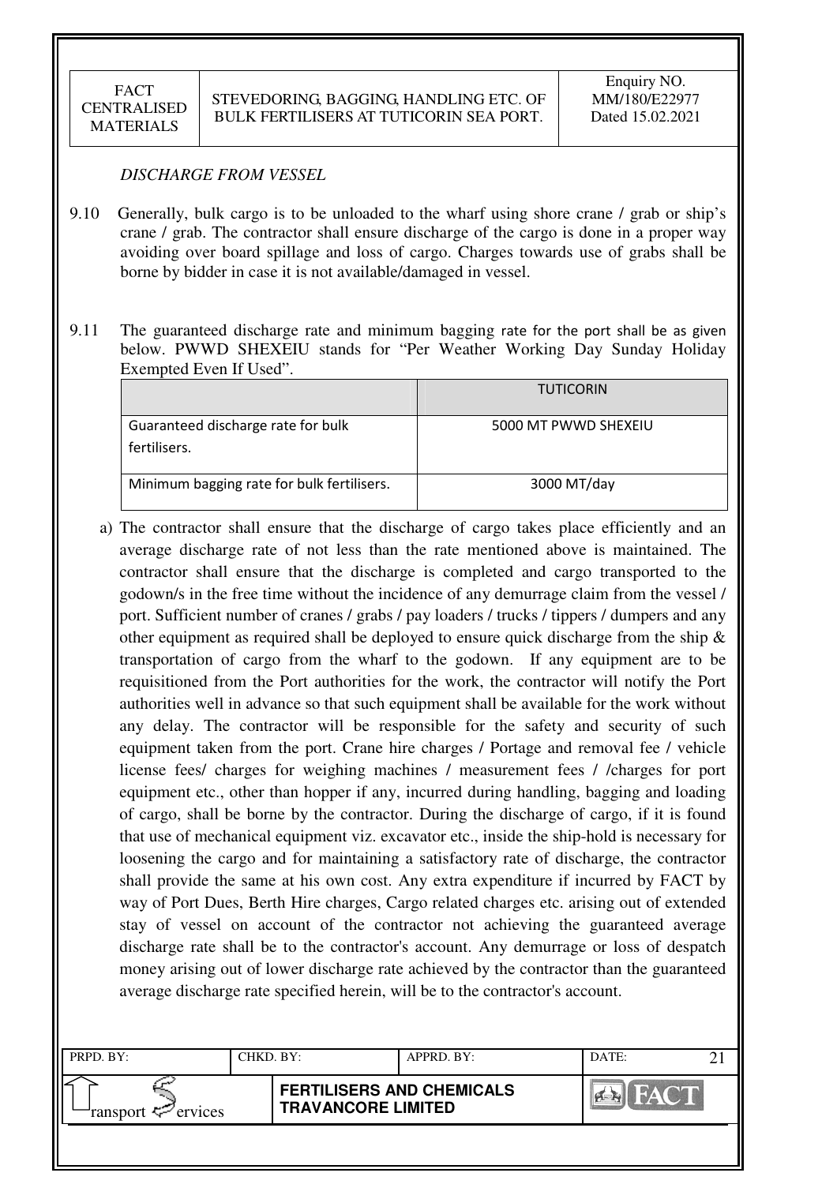*DISCHARGE FROM VESSEL*

9.10 Generally, bulk cargo is to be unloaded to the wharf using shore crane / grab or ship's crane / grab. The contractor shall ensure discharge of the cargo is done in a proper way avoiding over board spillage and loss of cargo. Charges towards use of grabs shall be borne by bidder in case it is not available/damaged in vessel.

9.11 The guaranteed discharge rate and minimum bagging rate for the port shall be as given below. PWWD SHEXEIU stands for "Per Weather Working Day Sunday Holiday Exempted Even If Used".

| | TUTICORIN |
|---|---|
| Guaranteed discharge rate for bulk fertilisers. | 5000 MT PWWD SHEXEIU |
| Minimum bagging rate for bulk fertilisers. | 3000 MT/day |

a) The contractor shall ensure that the discharge of cargo takes place efficiently and an average discharge rate of not less than the rate mentioned above is maintained. The contractor shall ensure that the discharge is completed and cargo transported to the godown/s in the free time without the incidence of any demurrage claim from the vessel / port. Sufficient number of cranes / grabs / pay loaders / trucks / tippers / dumpers and any other equipment as required shall be deployed to ensure quick discharge from the ship & transportation of cargo from the wharf to the godown. If any equipment are to be requisitioned from the Port authorities for the work, the contractor will notify the Port authorities well in advance so that such equipment shall be available for the work without any delay. The contractor will be responsible for the safety and security of such equipment taken from the port. Crane hire charges / Portage and removal fee / vehicle license fees/ charges for weighing machines / measurement fees / /charges for port equipment etc., other than hopper if any, incurred during handling, bagging and loading of cargo, shall be borne by the contractor. During the discharge of cargo, if it is found that use of mechanical equipment viz. excavator etc., inside the ship-hold is necessary for loosening the cargo and for maintaining a satisfactory rate of discharge, the contractor shall provide the same at his own cost. Any extra expenditure if incurred by FACT by way of Port Dues, Berth Hire charges, Cargo related charges etc. arising out of extended stay of vessel on account of the contractor not achieving the guaranteed average discharge rate shall be to the contractor's account. Any demurrage or loss of despatch money arising out of lower discharge rate achieved by the contractor than the guaranteed average discharge rate specified herein, will be to the contractor's account.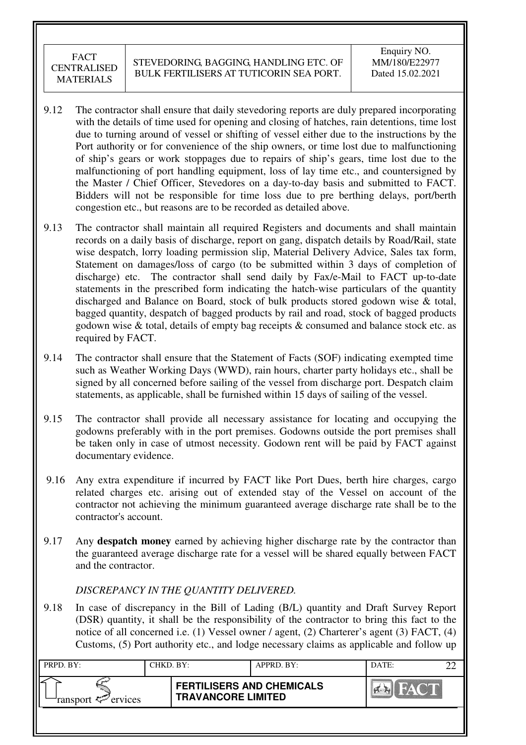9.12 The contractor shall ensure that daily stevedoring reports are duly prepared incorporating with the details of time used for opening and closing of hatches, rain detentions, time lost due to turning around of vessel or shifting of vessel either due to the instructions by the Port authority or for convenience of the ship owners, or time lost due to malfunctioning of ship's gears or work stoppages due to repairs of ship's gears, time lost due to the malfunctioning of port handling equipment, loss of lay time etc., and countersigned by the Master / Chief Officer, Stevedores on a day-to-day basis and submitted to FACT. Bidders will not be responsible for time loss due to pre berthing delays, port/berth congestion etc., but reasons are to be recorded as detailed above.

9.13 The contractor shall maintain all required Registers and documents and shall maintain records on a daily basis of discharge, report on gang, dispatch details by Road/Rail, state wise despatch, lorry loading permission slip, Material Delivery Advice, Sales tax form, Statement on damages/loss of cargo (to be submitted within 3 days of completion of discharge) etc. The contractor shall send daily by Fax/e-Mail to FACT up-to-date statements in the prescribed form indicating the hatch-wise particulars of the quantity discharged and Balance on Board, stock of bulk products stored godown wise & total, bagged quantity, despatch of bagged products by rail and road, stock of bagged products godown wise & total, details of empty bag receipts & consumed and balance stock etc. as required by FACT.

9.14 The contractor shall ensure that the Statement of Facts (SOF) indicating exempted time such as Weather Working Days (WWD), rain hours, charter party holidays etc., shall be signed by all concerned before sailing of the vessel from discharge port. Despatch claim statements, as applicable, shall be furnished within 15 days of sailing of the vessel.

9.15 The contractor shall provide all necessary assistance for locating and occupying the godowns preferably with in the port premises. Godowns outside the port premises shall be taken only in case of utmost necessity. Godown rent will be paid by FACT against documentary evidence.

9.16 Any extra expenditure if incurred by FACT like Port Dues, berth hire charges, cargo related charges etc. arising out of extended stay of the Vessel on account of the contractor not achieving the minimum guaranteed average discharge rate shall be to the contractor's account.

9.17 Any **despatch money** earned by achieving higher discharge rate by the contractor than the guaranteed average discharge rate for a vessel will be shared equally between FACT and the contractor.

*DISCREPANCY IN THE QUANTITY DELIVERED.*

9.18 In case of discrepancy in the Bill of Lading (B/L) quantity and Draft Survey Report (DSR) quantity, it shall be the responsibility of the contractor to bring this fact to the notice of all concerned i.e. (1) Vessel owner / agent, (2) Charterer's agent (3) FACT, (4) Customs, (5) Port authority etc., and lodge necessary claims as applicable and follow up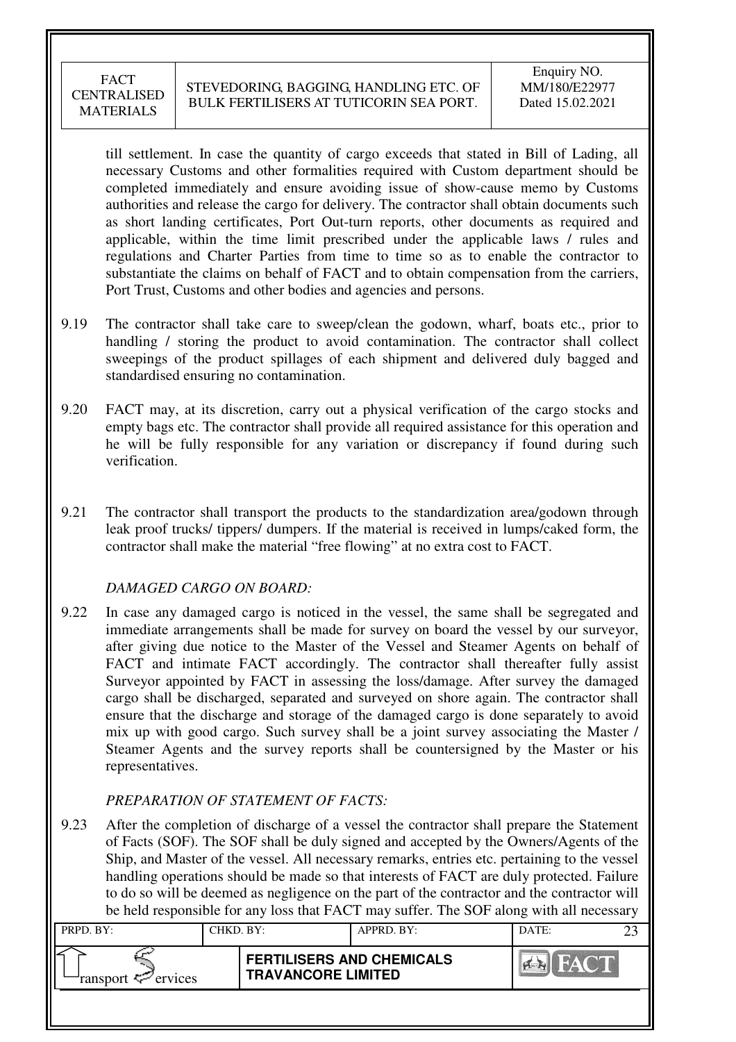till settlement. In case the quantity of cargo exceeds that stated in Bill of Lading, all necessary Customs and other formalities required with Custom department should be completed immediately and ensure avoiding issue of show-cause memo by Customs authorities and release the cargo for delivery. The contractor shall obtain documents such as short landing certificates, Port Out-turn reports, other documents as required and applicable, within the time limit prescribed under the applicable laws / rules and regulations and Charter Parties from time to time so as to enable the contractor to substantiate the claims on behalf of FACT and to obtain compensation from the carriers, Port Trust, Customs and other bodies and agencies and persons.

9.19 The contractor shall take care to sweep/clean the godown, wharf, boats etc., prior to handling / storing the product to avoid contamination. The contractor shall collect sweepings of the product spillages of each shipment and delivered duly bagged and standardised ensuring no contamination.

9.20 FACT may, at its discretion, carry out a physical verification of the cargo stocks and empty bags etc. The contractor shall provide all required assistance for this operation and he will be fully responsible for any variation or discrepancy if found during such verification.

9.21 The contractor shall transport the products to the standardization area/godown through leak proof trucks/ tippers/ dumpers. If the material is received in lumps/caked form, the contractor shall make the material "free flowing" at no extra cost to FACT.

*DAMAGED CARGO ON BOARD:*

9.22 In case any damaged cargo is noticed in the vessel, the same shall be segregated and immediate arrangements shall be made for survey on board the vessel by our surveyor, after giving due notice to the Master of the Vessel and Steamer Agents on behalf of FACT and intimate FACT accordingly. The contractor shall thereafter fully assist Surveyor appointed by FACT in assessing the loss/damage. After survey the damaged cargo shall be discharged, separated and surveyed on shore again. The contractor shall ensure that the discharge and storage of the damaged cargo is done separately to avoid mix up with good cargo. Such survey shall be a joint survey associating the Master / Steamer Agents and the survey reports shall be countersigned by the Master or his representatives.

*PREPARATION OF STATEMENT OF FACTS:*

9.23 After the completion of discharge of a vessel the contractor shall prepare the Statement of Facts (SOF). The SOF shall be duly signed and accepted by the Owners/Agents of the Ship, and Master of the vessel. All necessary remarks, entries etc. pertaining to the vessel handling operations should be made so that interests of FACT are duly protected. Failure to do so will be deemed as negligence on the part of the contractor and the contractor will be held responsible for any loss that FACT may suffer. The SOF along with all necessary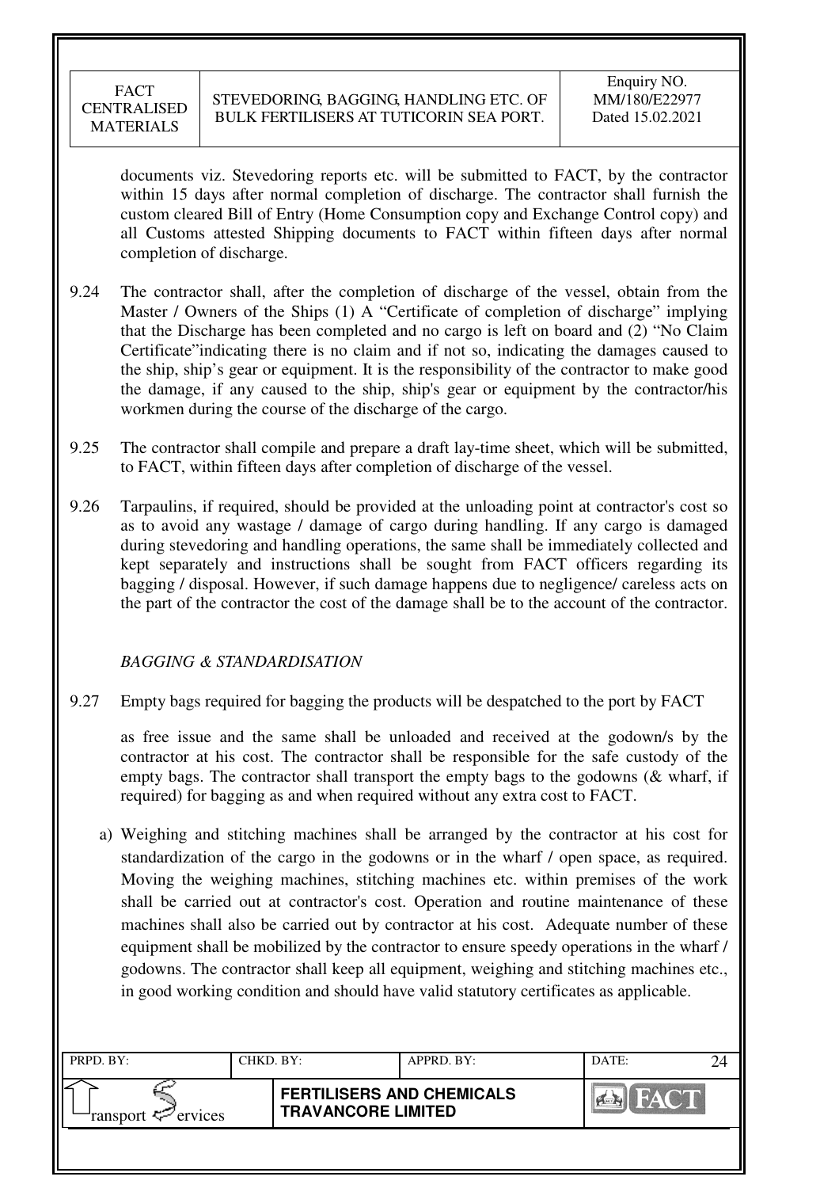documents viz. Stevedoring reports etc. will be submitted to FACT, by the contractor within 15 days after normal completion of discharge. The contractor shall furnish the custom cleared Bill of Entry (Home Consumption copy and Exchange Control copy) and all Customs attested Shipping documents to FACT within fifteen days after normal completion of discharge.

9.24 The contractor shall, after the completion of discharge of the vessel, obtain from the Master / Owners of the Ships (1) A "Certificate of completion of discharge" implying that the Discharge has been completed and no cargo is left on board and (2) "No Claim Certificate"indicating there is no claim and if not so, indicating the damages caused to the ship, ship's gear or equipment. It is the responsibility of the contractor to make good the damage, if any caused to the ship, ship's gear or equipment by the contractor/his workmen during the course of the discharge of the cargo.

9.25 The contractor shall compile and prepare a draft lay-time sheet, which will be submitted, to FACT, within fifteen days after completion of discharge of the vessel.

9.26 Tarpaulins, if required, should be provided at the unloading point at contractor's cost so as to avoid any wastage / damage of cargo during handling. If any cargo is damaged during stevedoring and handling operations, the same shall be immediately collected and kept separately and instructions shall be sought from FACT officers regarding its bagging / disposal. However, if such damage happens due to negligence/ careless acts on the part of the contractor the cost of the damage shall be to the account of the contractor.

*BAGGING & STANDARDISATION*

9.27 Empty bags required for bagging the products will be despatched to the port by FACT

as free issue and the same shall be unloaded and received at the godown/s by the contractor at his cost. The contractor shall be responsible for the safe custody of the empty bags. The contractor shall transport the empty bags to the godowns (& wharf, if required) for bagging as and when required without any extra cost to FACT.

a) Weighing and stitching machines shall be arranged by the contractor at his cost for standardization of the cargo in the godowns or in the wharf / open space, as required. Moving the weighing machines, stitching machines etc. within premises of the work shall be carried out at contractor's cost. Operation and routine maintenance of these machines shall also be carried out by contractor at his cost. Adequate number of these equipment shall be mobilized by the contractor to ensure speedy operations in the wharf / godowns. The contractor shall keep all equipment, weighing and stitching machines etc., in good working condition and should have valid statutory certificates as applicable.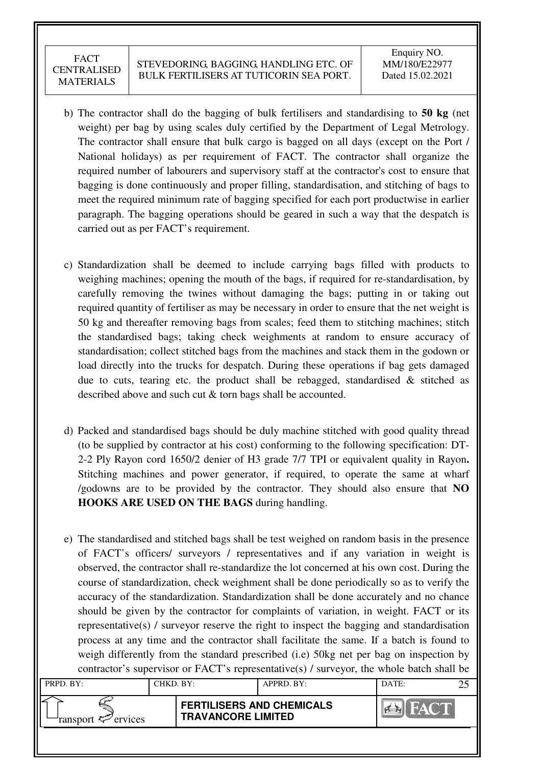b) The contractor shall do the bagging of bulk fertilisers and standardising to **50 kg** (net weight) per bag by using scales duly certified by the Department of Legal Metrology. The contractor shall ensure that bulk cargo is bagged on all days (except on the Port / National holidays) as per requirement of FACT. The contractor shall organize the required number of labourers and supervisory staff at the contractor's cost to ensure that bagging is done continuously and proper filling, standardisation, and stitching of bags to meet the required minimum rate of bagging specified for each port productwise in earlier paragraph. The bagging operations should be geared in such a way that the despatch is carried out as per FACT's requirement.

c) Standardization shall be deemed to include carrying bags filled with products to weighing machines; opening the mouth of the bags, if required for re-standardisation, by carefully removing the twines without damaging the bags; putting in or taking out required quantity of fertiliser as may be necessary in order to ensure that the net weight is 50 kg and thereafter removing bags from scales; feed them to stitching machines; stitch the standardised bags; taking check weighments at random to ensure accuracy of standardisation; collect stitched bags from the machines and stack them in the godown or load directly into the trucks for despatch. During these operations if bag gets damaged due to cuts, tearing etc. the product shall be rebagged, standardised & stitched as described above and such cut & torn bags shall be accounted.

d) Packed and standardised bags should be duly machine stitched with good quality thread (to be supplied by contractor at his cost) conforming to the following specification: DT-2-2 Ply Rayon cord 1650/2 denier of H3 grade 7/7 TPI or equivalent quality in Rayon**.** Stitching machines and power generator, if required, to operate the same at wharf /godowns are to be provided by the contractor. They should also ensure that **NO HOOKS ARE USED ON THE BAGS** during handling.

e) The standardised and stitched bags shall be test weighed on random basis in the presence of FACT's officers/ surveyors / representatives and if any variation in weight is observed, the contractor shall re-standardize the lot concerned at his own cost. During the course of standardization, check weighment shall be done periodically so as to verify the accuracy of the standardization. Standardization shall be done accurately and no chance should be given by the contractor for complaints of variation, in weight. FACT or its representative(s) / surveyor reserve the right to inspect the bagging and standardisation process at any time and the contractor shall facilitate the same. If a batch is found to weigh differently from the standard prescribed (i.e) 50kg net per bag on inspection by contractor's supervisor or FACT's representative(s) / surveyor, the whole batch shall be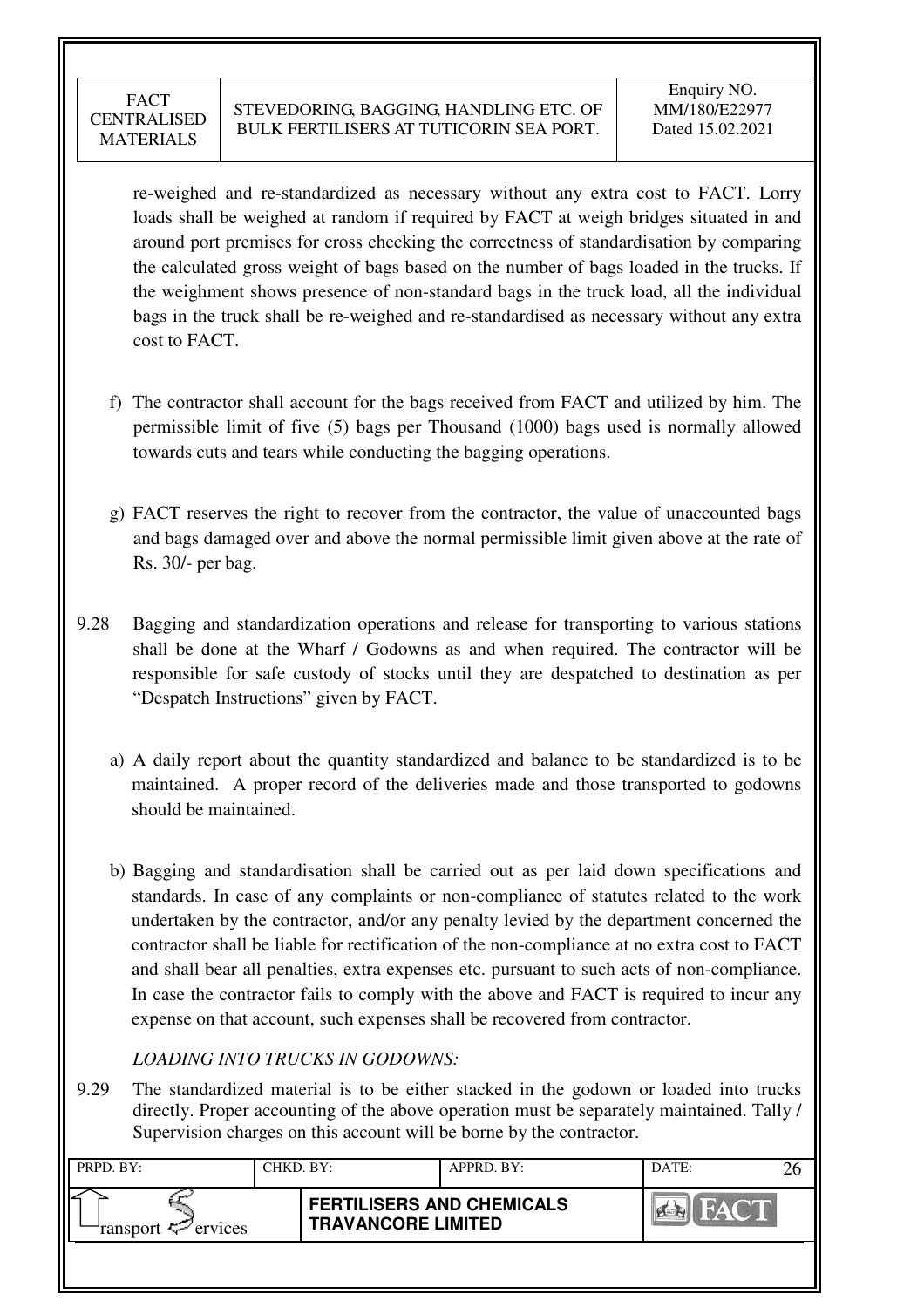re-weighed and re-standardized as necessary without any extra cost to FACT. Lorry loads shall be weighed at random if required by FACT at weigh bridges situated in and around port premises for cross checking the correctness of standardisation by comparing the calculated gross weight of bags based on the number of bags loaded in the trucks. If the weighment shows presence of non-standard bags in the truck load, all the individual bags in the truck shall be re-weighed and re-standardised as necessary without any extra cost to FACT.

f) The contractor shall account for the bags received from FACT and utilized by him. The permissible limit of five (5) bags per Thousand (1000) bags used is normally allowed towards cuts and tears while conducting the bagging operations.

g) FACT reserves the right to recover from the contractor, the value of unaccounted bags and bags damaged over and above the normal permissible limit given above at the rate of Rs. 30/- per bag.

9.28 Bagging and standardization operations and release for transporting to various stations shall be done at the Wharf / Godowns as and when required. The contractor will be responsible for safe custody of stocks until they are despatched to destination as per "Despatch Instructions" given by FACT.

a) A daily report about the quantity standardized and balance to be standardized is to be maintained. A proper record of the deliveries made and those transported to godowns should be maintained.

b) Bagging and standardisation shall be carried out as per laid down specifications and standards. In case of any complaints or non-compliance of statutes related to the work undertaken by the contractor, and/or any penalty levied by the department concerned the contractor shall be liable for rectification of the non-compliance at no extra cost to FACT and shall bear all penalties, extra expenses etc. pursuant to such acts of non-compliance. In case the contractor fails to comply with the above and FACT is required to incur any expense on that account, such expenses shall be recovered from contractor.

*LOADING INTO TRUCKS IN GODOWNS:*

9.29 The standardized material is to be either stacked in the godown or loaded into trucks directly. Proper accounting of the above operation must be separately maintained. Tally / Supervision charges on this account will be borne by the contractor.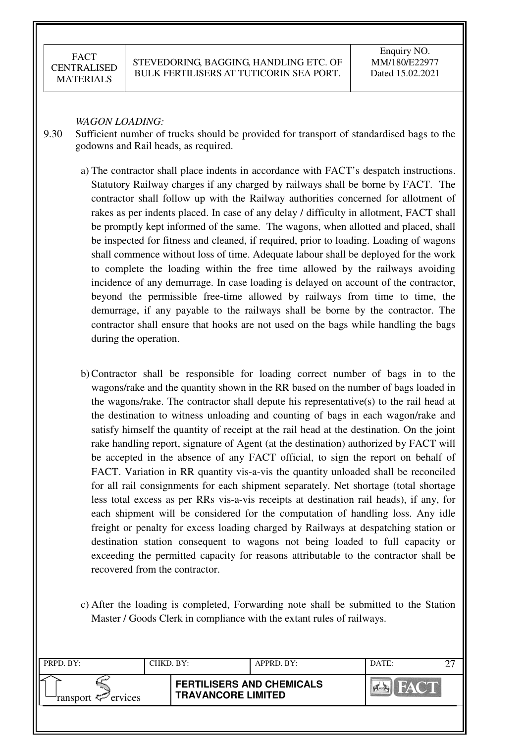*WAGON LOADING:*

9.30 Sufficient number of trucks should be provided for transport of standardised bags to the godowns and Rail heads, as required.

a) The contractor shall place indents in accordance with FACT's despatch instructions. Statutory Railway charges if any charged by railways shall be borne by FACT. The contractor shall follow up with the Railway authorities concerned for allotment of rakes as per indents placed. In case of any delay / difficulty in allotment, FACT shall be promptly kept informed of the same. The wagons, when allotted and placed, shall be inspected for fitness and cleaned, if required, prior to loading. Loading of wagons shall commence without loss of time. Adequate labour shall be deployed for the work to complete the loading within the free time allowed by the railways avoiding incidence of any demurrage. In case loading is delayed on account of the contractor, beyond the permissible free-time allowed by railways from time to time, the demurrage, if any payable to the railways shall be borne by the contractor. The contractor shall ensure that hooks are not used on the bags while handling the bags during the operation.

b) Contractor shall be responsible for loading correct number of bags in to the wagons/rake and the quantity shown in the RR based on the number of bags loaded in the wagons/rake. The contractor shall depute his representative(s) to the rail head at the destination to witness unloading and counting of bags in each wagon/rake and satisfy himself the quantity of receipt at the rail head at the destination. On the joint rake handling report, signature of Agent (at the destination) authorized by FACT will be accepted in the absence of any FACT official, to sign the report on behalf of FACT. Variation in RR quantity vis-a-vis the quantity unloaded shall be reconciled for all rail consignments for each shipment separately. Net shortage (total shortage less total excess as per RRs vis-a-vis receipts at destination rail heads), if any, for each shipment will be considered for the computation of handling loss. Any idle freight or penalty for excess loading charged by Railways at despatching station or destination station consequent to wagons not being loaded to full capacity or exceeding the permitted capacity for reasons attributable to the contractor shall be recovered from the contractor.

c) After the loading is completed, Forwarding note shall be submitted to the Station Master / Goods Clerk in compliance with the extant rules of railways.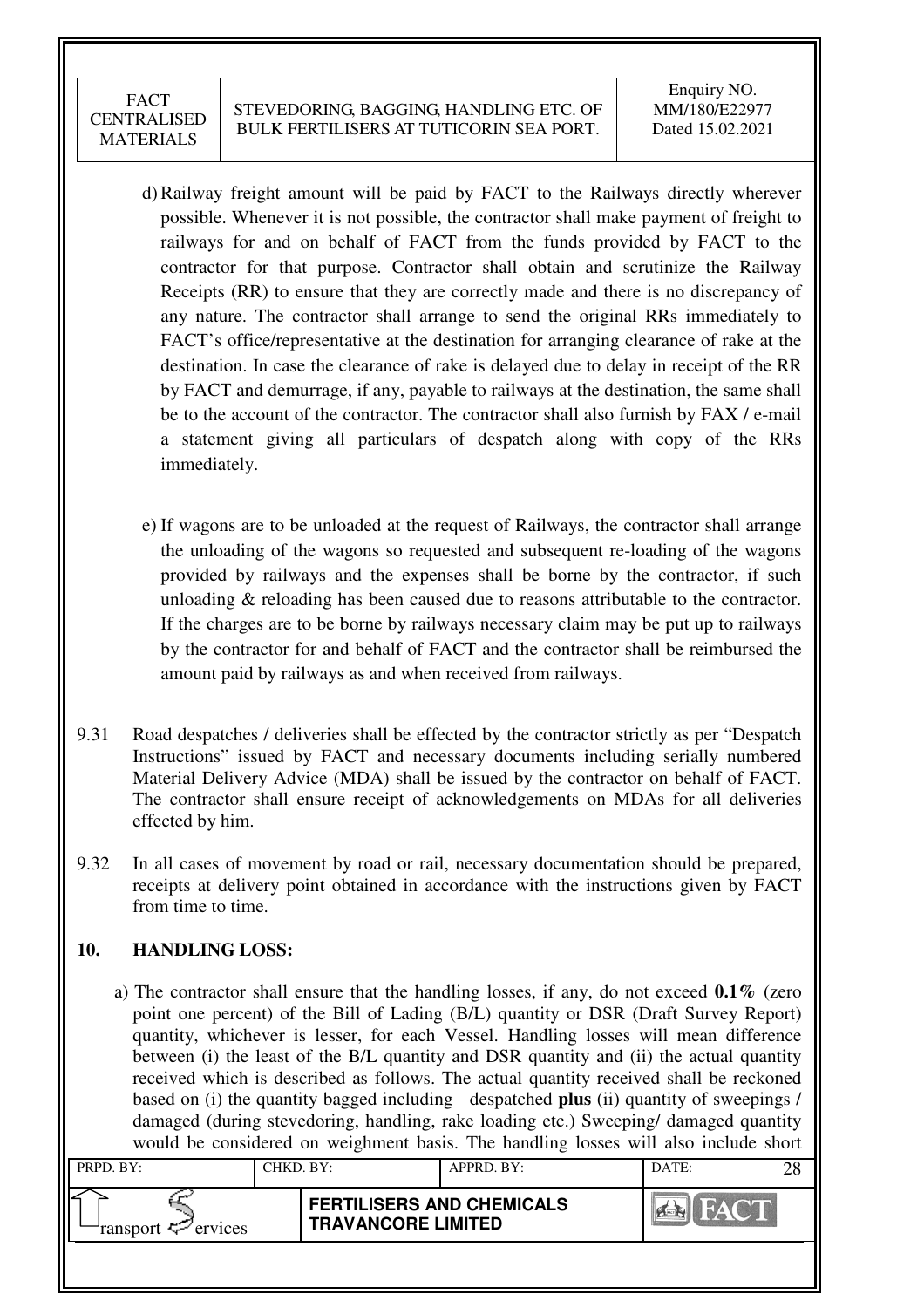d) Railway freight amount will be paid by FACT to the Railways directly wherever possible. Whenever it is not possible, the contractor shall make payment of freight to railways for and on behalf of FACT from the funds provided by FACT to the contractor for that purpose. Contractor shall obtain and scrutinize the Railway Receipts (RR) to ensure that they are correctly made and there is no discrepancy of any nature. The contractor shall arrange to send the original RRs immediately to FACT's office/representative at the destination for arranging clearance of rake at the destination. In case the clearance of rake is delayed due to delay in receipt of the RR by FACT and demurrage, if any, payable to railways at the destination, the same shall be to the account of the contractor. The contractor shall also furnish by FAX / e-mail a statement giving all particulars of despatch along with copy of the RRs immediately.

e) If wagons are to be unloaded at the request of Railways, the contractor shall arrange the unloading of the wagons so requested and subsequent re-loading of the wagons provided by railways and the expenses shall be borne by the contractor, if such unloading & reloading has been caused due to reasons attributable to the contractor. If the charges are to be borne by railways necessary claim may be put up to railways by the contractor for and behalf of FACT and the contractor shall be reimbursed the amount paid by railways as and when received from railways.

9.31 Road despatches / deliveries shall be effected by the contractor strictly as per "Despatch Instructions" issued by FACT and necessary documents including serially numbered Material Delivery Advice (MDA) shall be issued by the contractor on behalf of FACT. The contractor shall ensure receipt of acknowledgements on MDAs for all deliveries effected by him.

9.32 In all cases of movement by road or rail, necessary documentation should be prepared, receipts at delivery point obtained in accordance with the instructions given by FACT from time to time.

## 10. HANDLING LOSS:

a) The contractor shall ensure that the handling losses, if any, do not exceed **0.1%** (zero point one percent) of the Bill of Lading (B/L) quantity or DSR (Draft Survey Report) quantity, whichever is lesser, for each Vessel. Handling losses will mean difference between (i) the least of the B/L quantity and DSR quantity and (ii) the actual quantity received which is described as follows. The actual quantity received shall be reckoned based on (i) the quantity bagged including despatched **plus** (ii) quantity of sweepings / damaged (during stevedoring, handling, rake loading etc.) Sweeping/ damaged quantity would be considered on weighment basis. The handling losses will also include short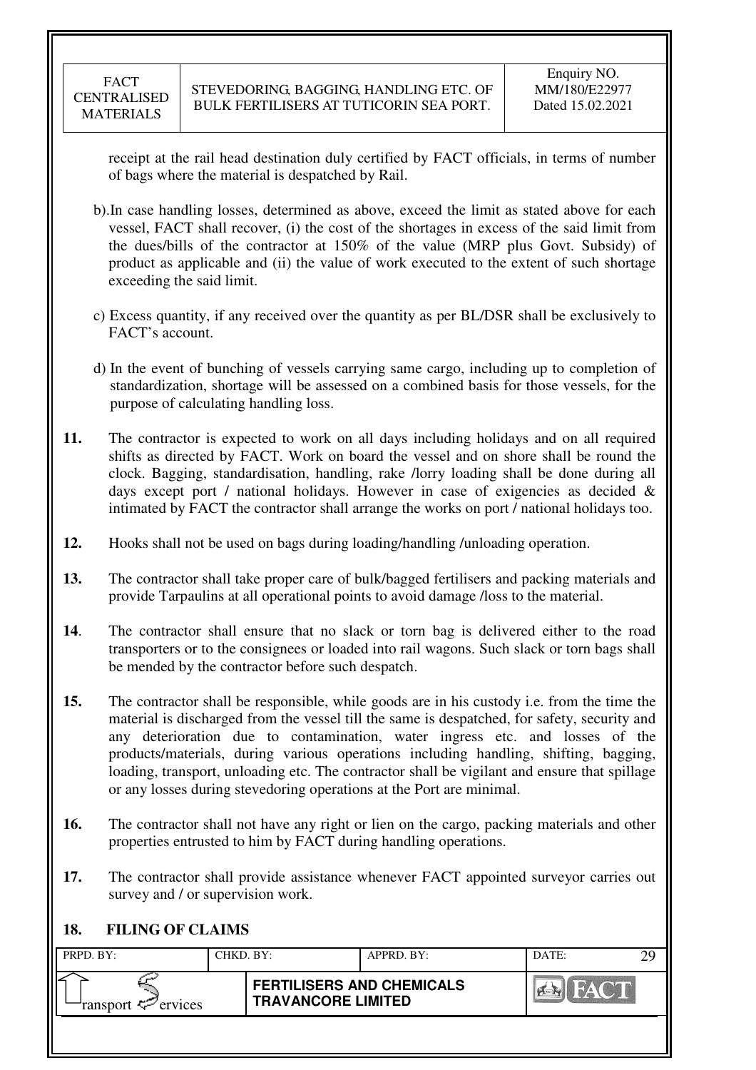receipt at the rail head destination duly certified by FACT officials, in terms of number of bags where the material is despatched by Rail.

b). In case handling losses, determined as above, exceed the limit as stated above for each vessel, FACT shall recover, (i) the cost of the shortages in excess of the said limit from the dues/bills of the contractor at 150% of the value (MRP plus Govt. Subsidy) of product as applicable and (ii) the value of work executed to the extent of such shortage exceeding the said limit.

c) Excess quantity, if any received over the quantity as per BL/DSR shall be exclusively to FACT's account.

d) In the event of bunching of vessels carrying same cargo, including up to completion of standardization, shortage will be assessed on a combined basis for those vessels, for the purpose of calculating handling loss.

**11.** The contractor is expected to work on all days including holidays and on all required shifts as directed by FACT. Work on board the vessel and on shore shall be round the clock. Bagging, standardisation, handling, rake /lorry loading shall be done during all days except port / national holidays. However in case of exigencies as decided & intimated by FACT the contractor shall arrange the works on port / national holidays too.

**12.** Hooks shall not be used on bags during loading/handling /unloading operation.

**13.** The contractor shall take proper care of bulk/bagged fertilisers and packing materials and provide Tarpaulins at all operational points to avoid damage /loss to the material.

**14**. The contractor shall ensure that no slack or torn bag is delivered either to the road transporters or to the consignees or loaded into rail wagons. Such slack or torn bags shall be mended by the contractor before such despatch.

**15.** The contractor shall be responsible, while goods are in his custody i.e. from the time the material is discharged from the vessel till the same is despatched, for safety, security and any deterioration due to contamination, water ingress etc. and losses of the products/materials, during various operations including handling, shifting, bagging, loading, transport, unloading etc. The contractor shall be vigilant and ensure that spillage or any losses during stevedoring operations at the Port are minimal.

**16.** The contractor shall not have any right or lien on the cargo, packing materials and other properties entrusted to him by FACT during handling operations.

**17.** The contractor shall provide assistance whenever FACT appointed surveyor carries out survey and / or supervision work.

## 18. FILING OF CLAIMS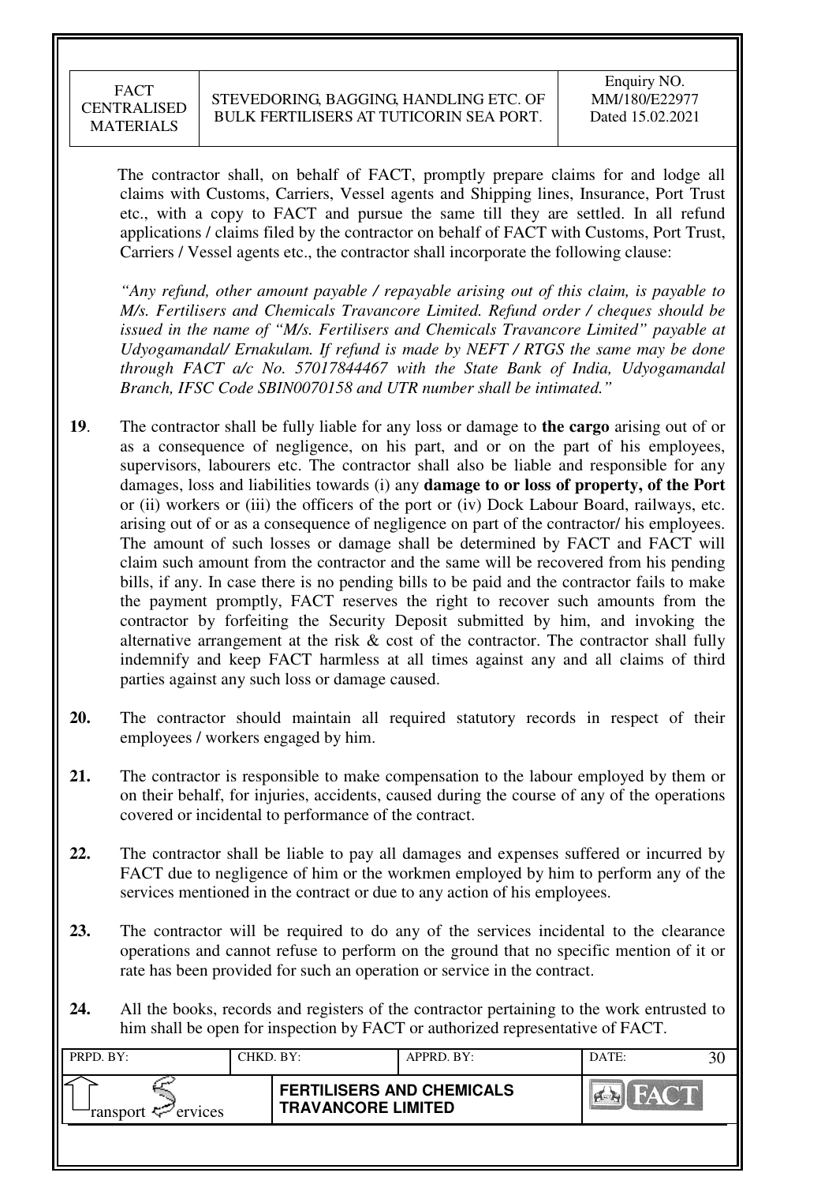The contractor shall, on behalf of FACT, promptly prepare claims for and lodge all claims with Customs, Carriers, Vessel agents and Shipping lines, Insurance, Port Trust etc., with a copy to FACT and pursue the same till they are settled. In all refund applications / claims filed by the contractor on behalf of FACT with Customs, Port Trust, Carriers / Vessel agents etc., the contractor shall incorporate the following clause:

*"Any refund, other amount payable / repayable arising out of this claim, is payable to M/s. Fertilisers and Chemicals Travancore Limited. Refund order / cheques should be issued in the name of "M/s. Fertilisers and Chemicals Travancore Limited" payable at Udyogamandal/ Ernakulam. If refund is made by NEFT / RTGS the same may be done through FACT a/c No. 57017844467 with the State Bank of India, Udyogamandal Branch, IFSC Code SBIN0070158 and UTR number shall be intimated."*

**19**. The contractor shall be fully liable for any loss or damage to **the cargo** arising out of or as a consequence of negligence, on his part, and or on the part of his employees, supervisors, labourers etc. The contractor shall also be liable and responsible for any damages, loss and liabilities towards (i) any **damage to or loss of property, of the Port** or (ii) workers or (iii) the officers of the port or (iv) Dock Labour Board, railways, etc. arising out of or as a consequence of negligence on part of the contractor/ his employees. The amount of such losses or damage shall be determined by FACT and FACT will claim such amount from the contractor and the same will be recovered from his pending bills, if any. In case there is no pending bills to be paid and the contractor fails to make the payment promptly, FACT reserves the right to recover such amounts from the contractor by forfeiting the Security Deposit submitted by him, and invoking the alternative arrangement at the risk & cost of the contractor. The contractor shall fully indemnify and keep FACT harmless at all times against any and all claims of third parties against any such loss or damage caused.

**20.** The contractor should maintain all required statutory records in respect of their employees / workers engaged by him.

**21.** The contractor is responsible to make compensation to the labour employed by them or on their behalf, for injuries, accidents, caused during the course of any of the operations covered or incidental to performance of the contract.

**22.** The contractor shall be liable to pay all damages and expenses suffered or incurred by FACT due to negligence of him or the workmen employed by him to perform any of the services mentioned in the contract or due to any action of his employees.

**23.** The contractor will be required to do any of the services incidental to the clearance operations and cannot refuse to perform on the ground that no specific mention of it or rate has been provided for such an operation or service in the contract.

**24.** All the books, records and registers of the contractor pertaining to the work entrusted to him shall be open for inspection by FACT or authorized representative of FACT.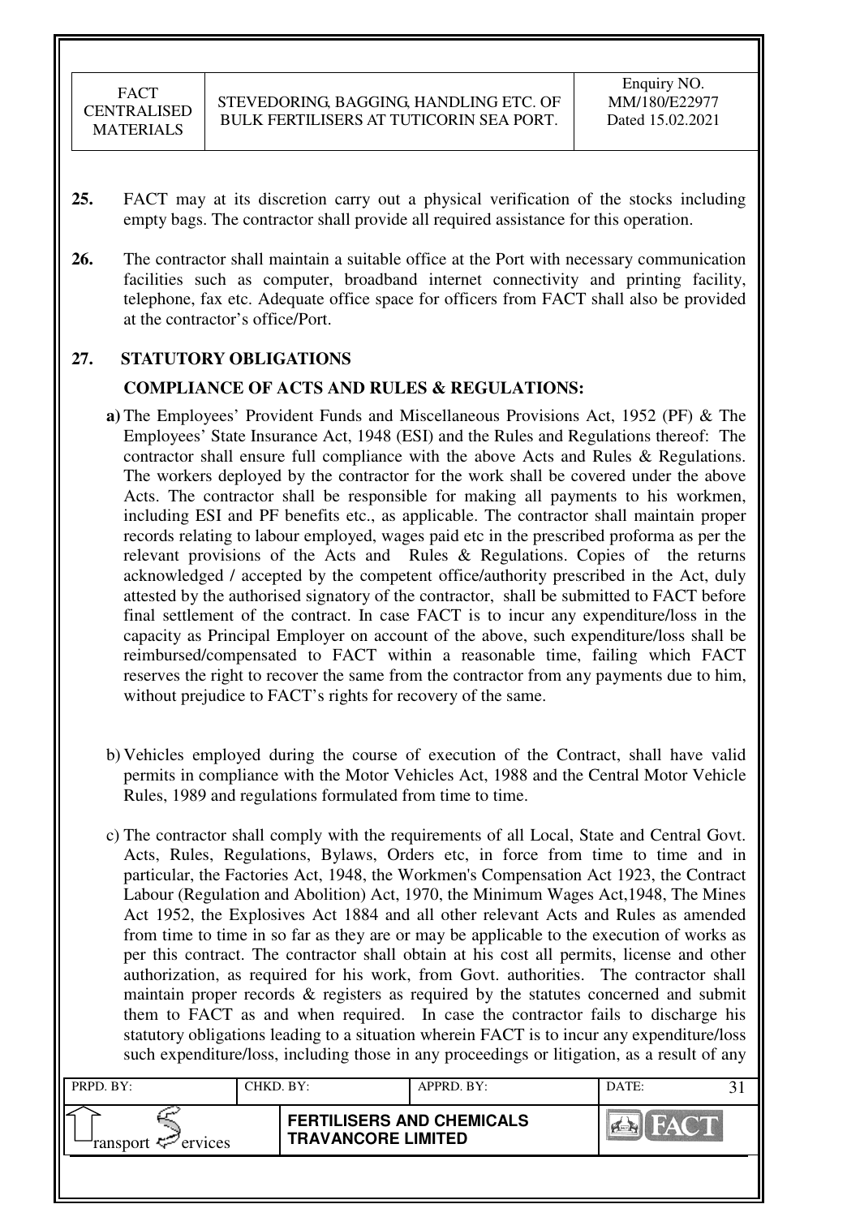**25.** FACT may at its discretion carry out a physical verification of the stocks including empty bags. The contractor shall provide all required assistance for this operation.

**26.** The contractor shall maintain a suitable office at the Port with necessary communication facilities such as computer, broadband internet connectivity and printing facility, telephone, fax etc. Adequate office space for officers from FACT shall also be provided at the contractor's office/Port.

## 27. STATUTORY OBLIGATIONS

### COMPLIANCE OF ACTS AND RULES & REGULATIONS:

**a)** The Employees' Provident Funds and Miscellaneous Provisions Act, 1952 (PF) & The Employees' State Insurance Act, 1948 (ESI) and the Rules and Regulations thereof: The contractor shall ensure full compliance with the above Acts and Rules & Regulations. The workers deployed by the contractor for the work shall be covered under the above Acts. The contractor shall be responsible for making all payments to his workmen, including ESI and PF benefits etc., as applicable. The contractor shall maintain proper records relating to labour employed, wages paid etc in the prescribed proforma as per the relevant provisions of the Acts and Rules & Regulations. Copies of the returns acknowledged / accepted by the competent office/authority prescribed in the Act, duly attested by the authorised signatory of the contractor, shall be submitted to FACT before final settlement of the contract. In case FACT is to incur any expenditure/loss in the capacity as Principal Employer on account of the above, such expenditure/loss shall be reimbursed/compensated to FACT within a reasonable time, failing which FACT reserves the right to recover the same from the contractor from any payments due to him, without prejudice to FACT's rights for recovery of the same.

b) Vehicles employed during the course of execution of the Contract, shall have valid permits in compliance with the Motor Vehicles Act, 1988 and the Central Motor Vehicle Rules, 1989 and regulations formulated from time to time.

c) The contractor shall comply with the requirements of all Local, State and Central Govt. Acts, Rules, Regulations, Bylaws, Orders etc, in force from time to time and in particular, the Factories Act, 1948, the Workmen's Compensation Act 1923, the Contract Labour (Regulation and Abolition) Act, 1970, the Minimum Wages Act,1948, The Mines Act 1952, the Explosives Act 1884 and all other relevant Acts and Rules as amended from time to time in so far as they are or may be applicable to the execution of works as per this contract. The contractor shall obtain at his cost all permits, license and other authorization, as required for his work, from Govt. authorities. The contractor shall maintain proper records & registers as required by the statutes concerned and submit them to FACT as and when required. In case the contractor fails to discharge his statutory obligations leading to a situation wherein FACT is to incur any expenditure/loss such expenditure/loss, including those in any proceedings or litigation, as a result of any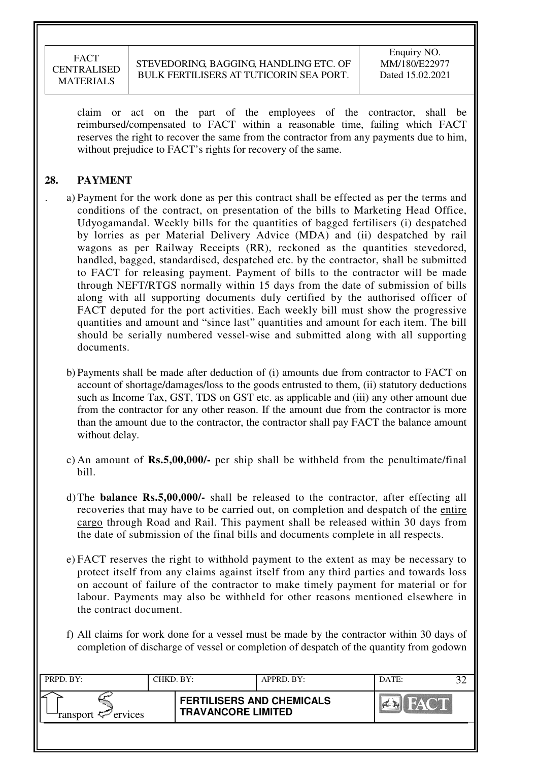claim or act on the part of the employees of the contractor, shall be reimbursed/compensated to FACT within a reasonable time, failing which FACT reserves the right to recover the same from the contractor from any payments due to him, without prejudice to FACT's rights for recovery of the same.

## 28. PAYMENT

a) Payment for the work done as per this contract shall be effected as per the terms and conditions of the contract, on presentation of the bills to Marketing Head Office, Udyogamandal. Weekly bills for the quantities of bagged fertilisers (i) despatched by lorries as per Material Delivery Advice (MDA) and (ii) despatched by rail wagons as per Railway Receipts (RR), reckoned as the quantities stevedored, handled, bagged, standardised, despatched etc. by the contractor, shall be submitted to FACT for releasing payment. Payment of bills to the contractor will be made through NEFT/RTGS normally within 15 days from the date of submission of bills along with all supporting documents duly certified by the authorised officer of FACT deputed for the port activities. Each weekly bill must show the progressive quantities and amount and "since last" quantities and amount for each item. The bill should be serially numbered vessel-wise and submitted along with all supporting documents.

b) Payments shall be made after deduction of (i) amounts due from contractor to FACT on account of shortage/damages/loss to the goods entrusted to them, (ii) statutory deductions such as Income Tax, GST, TDS on GST etc. as applicable and (iii) any other amount due from the contractor for any other reason. If the amount due from the contractor is more than the amount due to the contractor, the contractor shall pay FACT the balance amount without delay.

c) An amount of **Rs.5,00,000/-** per ship shall be withheld from the penultimate/final bill.

d) The **balance Rs.5,00,000/-** shall be released to the contractor, after effecting all recoveries that may have to be carried out, on completion and despatch of the entire cargo through Road and Rail. This payment shall be released within 30 days from the date of submission of the final bills and documents complete in all respects.

e) FACT reserves the right to withhold payment to the extent as may be necessary to protect itself from any claims against itself from any third parties and towards loss on account of failure of the contractor to make timely payment for material or for labour. Payments may also be withheld for other reasons mentioned elsewhere in the contract document.

f) All claims for work done for a vessel must be made by the contractor within 30 days of completion of discharge of vessel or completion of despatch of the quantity from godown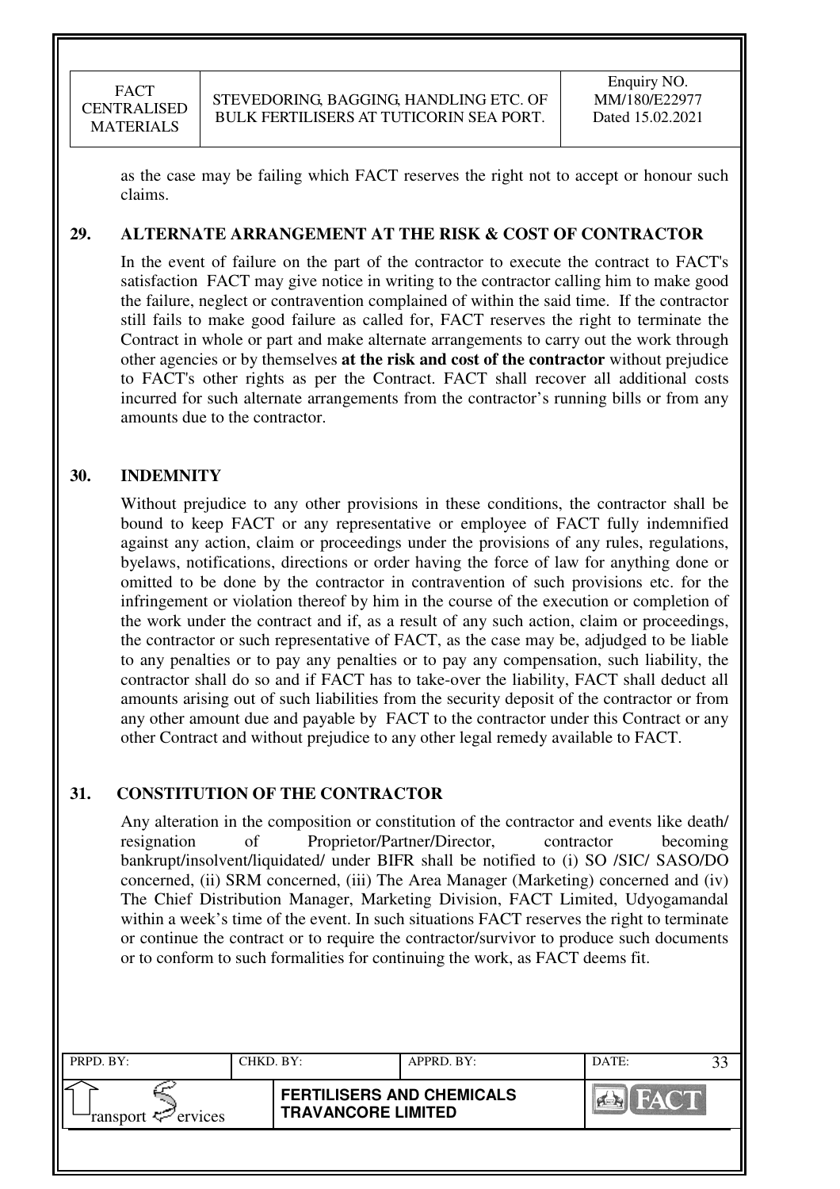as the case may be failing which FACT reserves the right not to accept or honour such claims.

## 29. ALTERNATE ARRANGEMENT AT THE RISK & COST OF CONTRACTOR

In the event of failure on the part of the contractor to execute the contract to FACT's satisfaction FACT may give notice in writing to the contractor calling him to make good the failure, neglect or contravention complained of within the said time. If the contractor still fails to make good failure as called for, FACT reserves the right to terminate the Contract in whole or part and make alternate arrangements to carry out the work through other agencies or by themselves **at the risk and cost of the contractor** without prejudice to FACT's other rights as per the Contract. FACT shall recover all additional costs incurred for such alternate arrangements from the contractor's running bills or from any amounts due to the contractor.

## 30. INDEMNITY

Without prejudice to any other provisions in these conditions, the contractor shall be bound to keep FACT or any representative or employee of FACT fully indemnified against any action, claim or proceedings under the provisions of any rules, regulations, byelaws, notifications, directions or order having the force of law for anything done or omitted to be done by the contractor in contravention of such provisions etc. for the infringement or violation thereof by him in the course of the execution or completion of the work under the contract and if, as a result of any such action, claim or proceedings, the contractor or such representative of FACT, as the case may be, adjudged to be liable to any penalties or to pay any penalties or to pay any compensation, such liability, the contractor shall do so and if FACT has to take-over the liability, FACT shall deduct all amounts arising out of such liabilities from the security deposit of the contractor or from any other amount due and payable by FACT to the contractor under this Contract or any other Contract and without prejudice to any other legal remedy available to FACT.

## 31. CONSTITUTION OF THE CONTRACTOR

Any alteration in the composition or constitution of the contractor and events like death/ resignation of Proprietor/Partner/Director, contractor becoming bankrupt/insolvent/liquidated/ under BIFR shall be notified to (i) SO /SIC/ SASO/DO concerned, (ii) SRM concerned, (iii) The Area Manager (Marketing) concerned and (iv) The Chief Distribution Manager, Marketing Division, FACT Limited, Udyogamandal within a week's time of the event. In such situations FACT reserves the right to terminate or continue the contract or to require the contractor/survivor to produce such documents or to conform to such formalities for continuing the work, as FACT deems fit.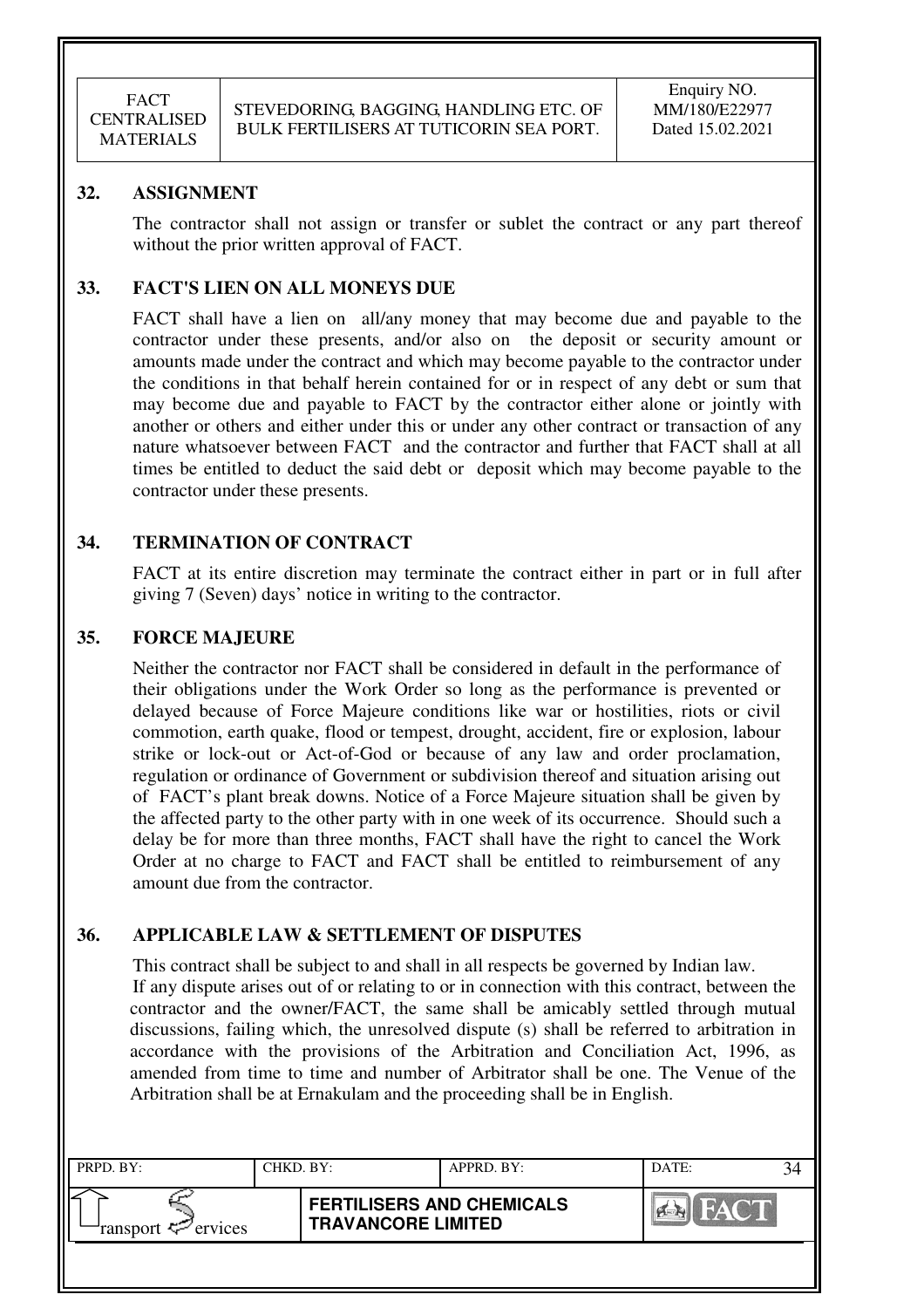## 32. ASSIGNMENT

The contractor shall not assign or transfer or sublet the contract or any part thereof without the prior written approval of FACT.

## 33. FACT'S LIEN ON ALL MONEYS DUE

FACT shall have a lien on all/any money that may become due and payable to the contractor under these presents, and/or also on the deposit or security amount or amounts made under the contract and which may become payable to the contractor under the conditions in that behalf herein contained for or in respect of any debt or sum that may become due and payable to FACT by the contractor either alone or jointly with another or others and either under this or under any other contract or transaction of any nature whatsoever between FACT and the contractor and further that FACT shall at all times be entitled to deduct the said debt or deposit which may become payable to the contractor under these presents.

## 34. TERMINATION OF CONTRACT

FACT at its entire discretion may terminate the contract either in part or in full after giving 7 (Seven) days' notice in writing to the contractor.

## 35. FORCE MAJEURE

Neither the contractor nor FACT shall be considered in default in the performance of their obligations under the Work Order so long as the performance is prevented or delayed because of Force Majeure conditions like war or hostilities, riots or civil commotion, earth quake, flood or tempest, drought, accident, fire or explosion, labour strike or lock-out or Act-of-God or because of any law and order proclamation, regulation or ordinance of Government or subdivision thereof and situation arising out of FACT's plant break downs. Notice of a Force Majeure situation shall be given by the affected party to the other party with in one week of its occurrence. Should such a delay be for more than three months, FACT shall have the right to cancel the Work Order at no charge to FACT and FACT shall be entitled to reimbursement of any amount due from the contractor.

## 36. APPLICABLE LAW & SETTLEMENT OF DISPUTES

This contract shall be subject to and shall in all respects be governed by Indian law.
If any dispute arises out of or relating to or in connection with this contract, between the contractor and the owner/FACT, the same shall be amicably settled through mutual discussions, failing which, the unresolved dispute (s) shall be referred to arbitration in accordance with the provisions of the Arbitration and Conciliation Act, 1996, as amended from time to time and number of Arbitrator shall be one. The Venue of the Arbitration shall be at Ernakulam and the proceeding shall be in English.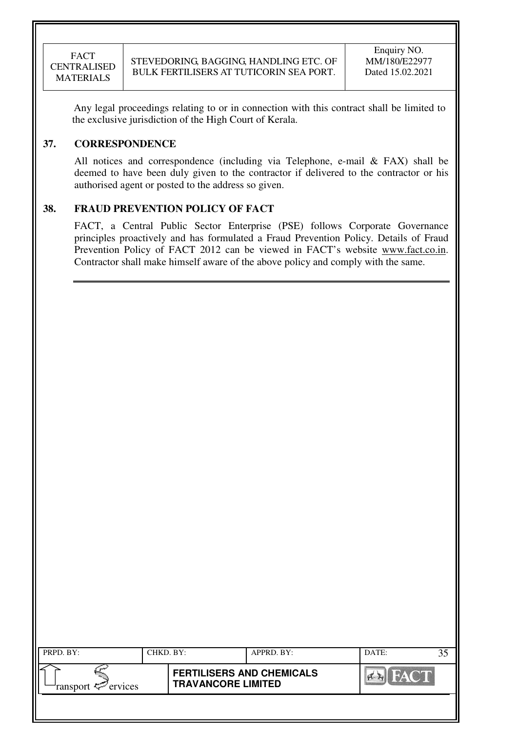Any legal proceedings relating to or in connection with this contract shall be limited to the exclusive jurisdiction of the High Court of Kerala.

## 37. CORRESPONDENCE

All notices and correspondence (including via Telephone, e-mail & FAX) shall be deemed to have been duly given to the contractor if delivered to the contractor or his authorised agent or posted to the address so given.

## 38. FRAUD PREVENTION POLICY OF FACT

FACT, a Central Public Sector Enterprise (PSE) follows Corporate Governance principles proactively and has formulated a Fraud Prevention Policy. Details of Fraud Prevention Policy of FACT 2012 can be viewed in FACT's website www.fact.co.in. Contractor shall make himself aware of the above policy and comply with the same.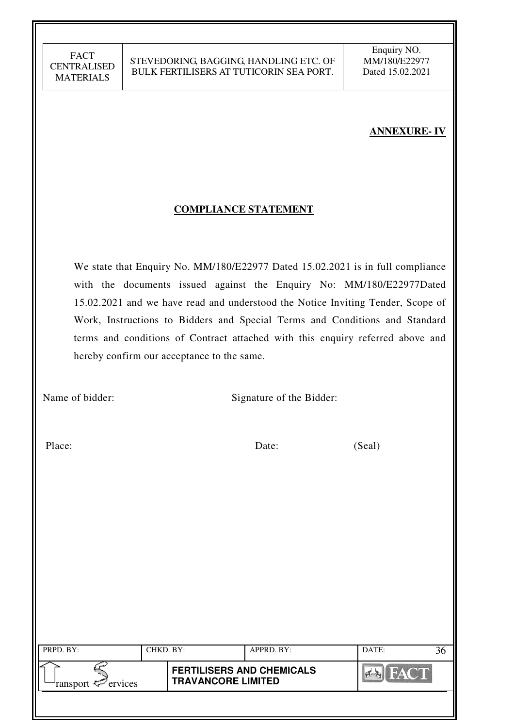**ANNEXURE- IV**

**COMPLIANCE STATEMENT**

We state that Enquiry No. MM/180/E22977 Dated 15.02.2021 is in full compliance with the documents issued against the Enquiry No: MM/180/E22977Dated 15.02.2021 and we have read and understood the Notice Inviting Tender, Scope of Work, Instructions to Bidders and Special Terms and Conditions and Standard terms and conditions of Contract attached with this enquiry referred above and hereby confirm our acceptance to the same.

Name of bidder: Signature of the Bidder:

Place: Date: (Seal)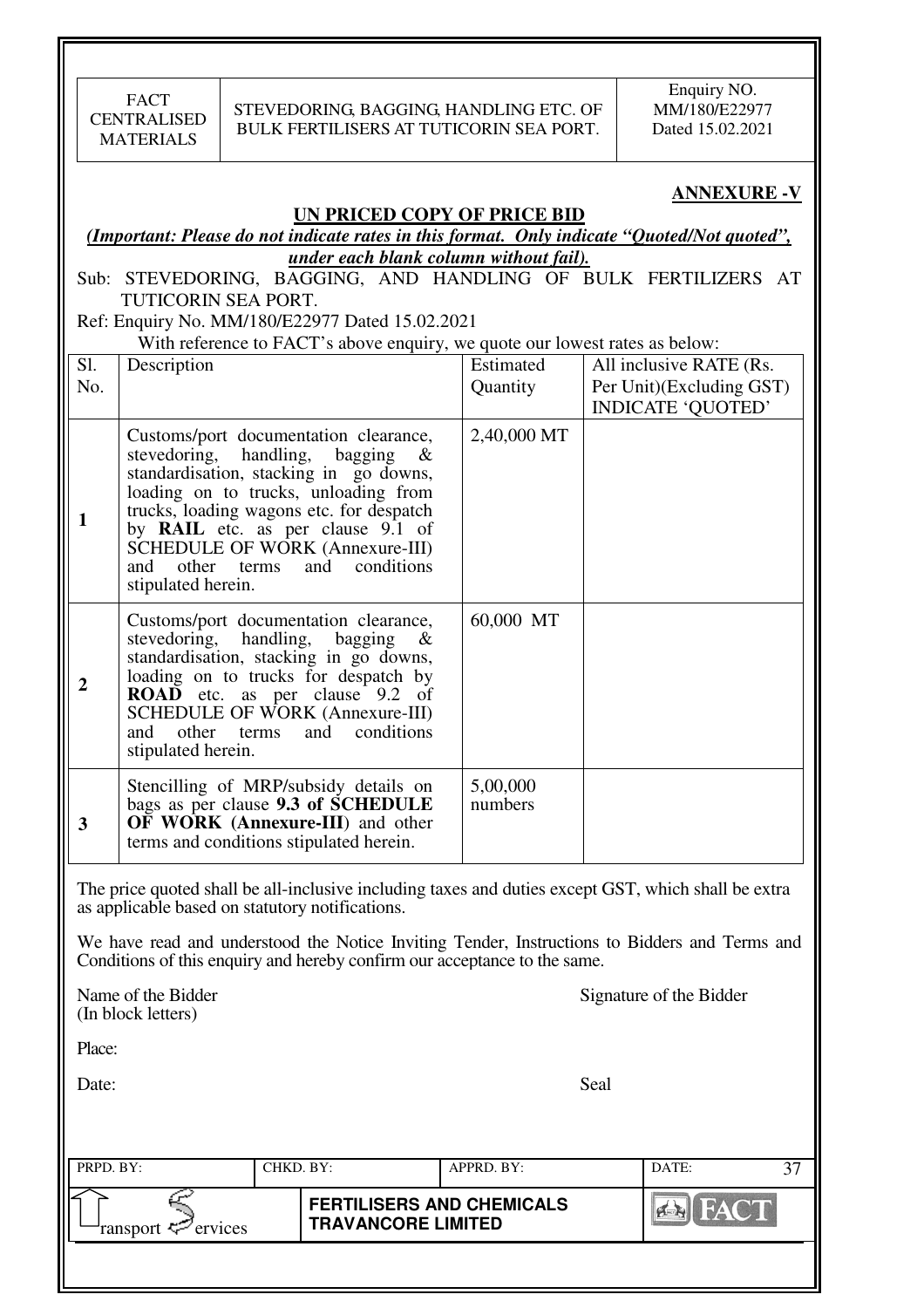**ANNEXURE -V**

## UN PRICED COPY OF PRICE BID

***(Important: Please do not indicate rates in this format. Only indicate "Quoted/Not quoted", under each blank column without fail).***

Sub: STEVEDORING, BAGGING, AND HANDLING OF BULK FERTILIZERS AT TUTICORIN SEA PORT.

Ref: Enquiry No. MM/180/E22977 Dated 15.02.2021

With reference to FACT's above enquiry, we quote our lowest rates as below:

| Sl. No. | Description | Estimated Quantity | All inclusive RATE (Rs. Per Unit)(Excluding GST) INDICATE 'QUOTED' |
|---|---|---|---|
| **1** | Customs/port documentation clearance, stevedoring, handling, bagging & standardisation, stacking in go downs, loading on to trucks, unloading from trucks, loading wagons etc. for despatch by **RAIL** etc. as per clause 9.1 of SCHEDULE OF WORK (Annexure-III) and other terms and conditions stipulated herein. | 2,40,000 MT | |
| **2** | Customs/port documentation clearance, stevedoring, handling, bagging & standardisation, stacking in go downs, loading on to trucks for despatch by **ROAD** etc. as per clause 9.2 of SCHEDULE OF WORK (Annexure-III) and other terms and conditions stipulated herein. | 60,000 MT | |
| **3** | Stencilling of MRP/subsidy details on bags as per clause **9.3 of SCHEDULE OF WORK (Annexure-III**) and other terms and conditions stipulated herein. | 5,00,000 numbers | |

The price quoted shall be all-inclusive including taxes and duties except GST, which shall be extra as applicable based on statutory notifications.

We have read and understood the Notice Inviting Tender, Instructions to Bidders and Terms and Conditions of this enquiry and hereby confirm our acceptance to the same.

Name of the Bidder (In block letters) | Signature of the Bidder

Place:

Date: | Seal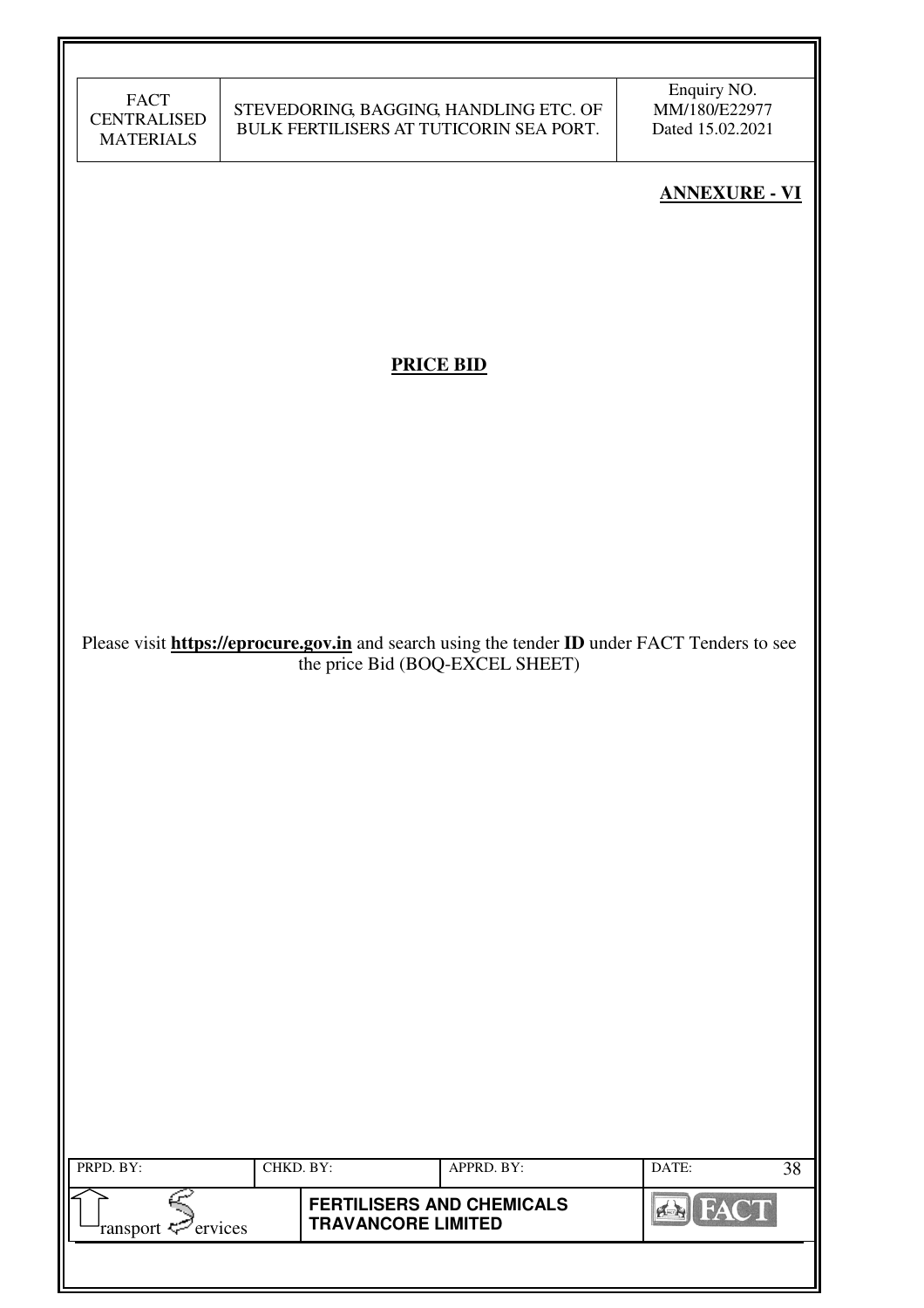**ANNEXURE - VI**

**PRICE BID**

Please visit **https://eprocure.gov.in** and search using the tender **ID** under FACT Tenders to see the price Bid (BOQ-EXCEL SHEET)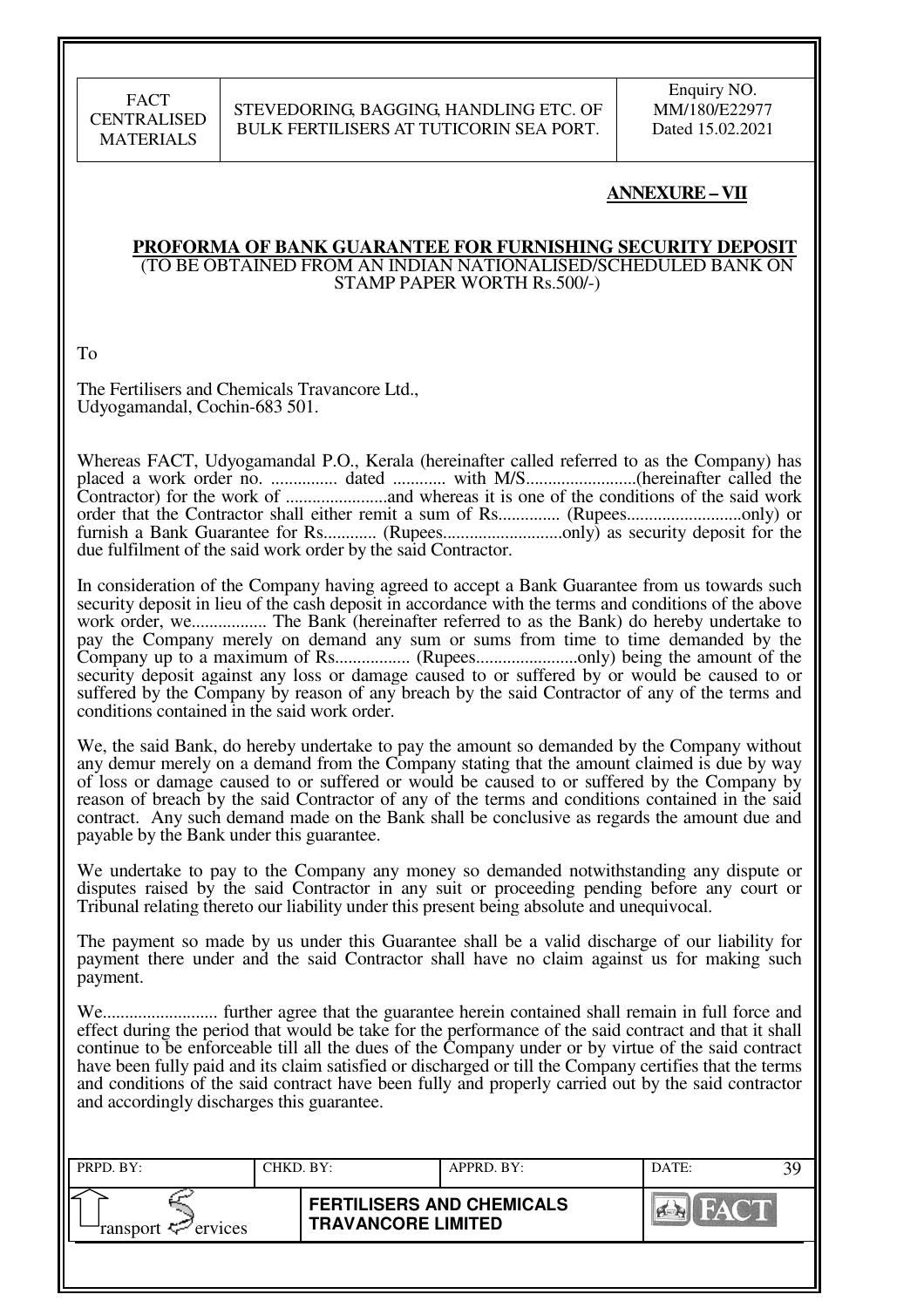## ANNEXURE – VII

**PROFORMA OF BANK GUARANTEE FOR FURNISHING SECURITY DEPOSIT**
(TO BE OBTAINED FROM AN INDIAN NATIONALISED/SCHEDULED BANK ON STAMP PAPER WORTH Rs.500/-)

To

The Fertilisers and Chemicals Travancore Ltd.,
Udyogamandal, Cochin-683 501.

Whereas FACT, Udyogamandal P.O., Kerala (hereinafter called referred to as the Company) has placed a work order no. ............... dated ............ with M/S.........................(hereinafter called the Contractor) for the work of .......................and whereas it is one of the conditions of the said work order that the Contractor shall either remit a sum of Rs.............. (Rupees..........................only) or furnish a Bank Guarantee for Rs............ (Rupees...........................only) as security deposit for the due fulfilment of the said work order by the said Contractor.

In consideration of the Company having agreed to accept a Bank Guarantee from us towards such security deposit in lieu of the cash deposit in accordance with the terms and conditions of the above work order, we................. The Bank (hereinafter referred to as the Bank) do hereby undertake to pay the Company merely on demand any sum or sums from time to time demanded by the Company up to a maximum of Rs................. (Rupees.......................only) being the amount of the security deposit against any loss or damage caused to or suffered by or would be caused to or suffered by the Company by reason of any breach by the said Contractor of any of the terms and conditions contained in the said work order.

We, the said Bank, do hereby undertake to pay the amount so demanded by the Company without any demur merely on a demand from the Company stating that the amount claimed is due by way of loss or damage caused to or suffered or would be caused to or suffered by the Company by reason of breach by the said Contractor of any of the terms and conditions contained in the said contract. Any such demand made on the Bank shall be conclusive as regards the amount due and payable by the Bank under this guarantee.

We undertake to pay to the Company any money so demanded notwithstanding any dispute or disputes raised by the said Contractor in any suit or proceeding pending before any court or Tribunal relating thereto our liability under this present being absolute and unequivocal.

The payment so made by us under this Guarantee shall be a valid discharge of our liability for payment there under and the said Contractor shall have no claim against us for making such payment.

We.......................... further agree that the guarantee herein contained shall remain in full force and effect during the period that would be take for the performance of the said contract and that it shall continue to be enforceable till all the dues of the Company under or by virtue of the said contract have been fully paid and its claim satisfied or discharged or till the Company certifies that the terms and conditions of the said contract have been fully and properly carried out by the said contractor and accordingly discharges this guarantee.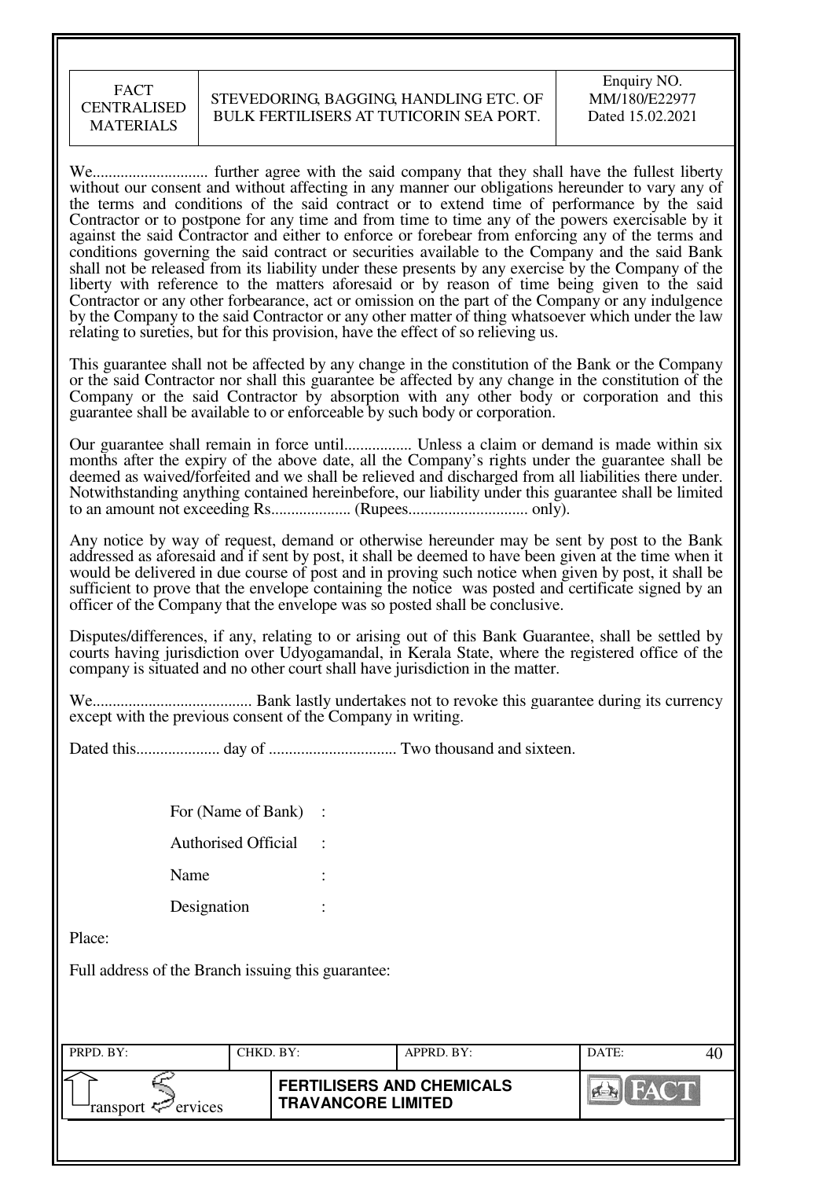We............................ further agree with the said company that they shall have the fullest liberty without our consent and without affecting in any manner our obligations hereunder to vary any of the terms and conditions of the said contract or to extend time of performance by the said Contractor or to postpone for any time and from time to time any of the powers exercisable by it against the said Contractor and either to enforce or forebear from enforcing any of the terms and conditions governing the said contract or securities available to the Company and the said Bank shall not be released from its liability under these presents by any exercise by the Company of the liberty with reference to the matters aforesaid or by reason of time being given to the said Contractor or any other forbearance, act or omission on the part of the Company or any indulgence by the Company to the said Contractor or any other matter of thing whatsoever which under the law relating to sureties, but for this provision, have the effect of so relieving us.

This guarantee shall not be affected by any change in the constitution of the Bank or the Company or the said Contractor nor shall this guarantee be affected by any change in the constitution of the Company or the said Contractor by absorption with any other body or corporation and this guarantee shall be available to or enforceable by such body or corporation.

Our guarantee shall remain in force until................. Unless a claim or demand is made within six months after the expiry of the above date, all the Company's rights under the guarantee shall be deemed as waived/forfeited and we shall be relieved and discharged from all liabilities there under. Notwithstanding anything contained hereinbefore, our liability under this guarantee shall be limited to an amount not exceeding Rs.................... (Rupees.............................. only).

Any notice by way of request, demand or otherwise hereunder may be sent by post to the Bank addressed as aforesaid and if sent by post, it shall be deemed to have been given at the time when it would be delivered in due course of post and in proving such notice when given by post, it shall be sufficient to prove that the envelope containing the notice was posted and certificate signed by an officer of the Company that the envelope was so posted shall be conclusive.

Disputes/differences, if any, relating to or arising out of this Bank Guarantee, shall be settled by courts having jurisdiction over Udyogamandal, in Kerala State, where the registered office of the company is situated and no other court shall have jurisdiction in the matter.

We........................................ Bank lastly undertakes not to revoke this guarantee during its currency except with the previous consent of the Company in writing.

Dated this.................... day of ................................ Two thousand and sixteen.

For (Name of Bank) :

Authorised Official :

Name :

Designation :

Place:

Full address of the Branch issuing this guarantee: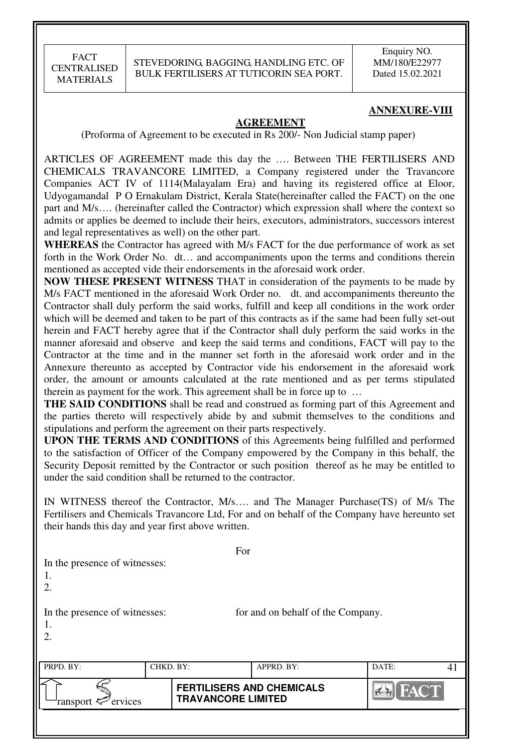## ANNEXURE-VIII

### AGREEMENT

(Proforma of Agreement to be executed in Rs 200/- Non Judicial stamp paper)

ARTICLES OF AGREEMENT made this day the …. Between THE FERTILISERS AND CHEMICALS TRAVANCORE LIMITED, a Company registered under the Travancore Companies ACT IV of 1114(Malayalam Era) and having its registered office at Eloor, Udyogamandal P O Ernakulam District, Kerala State(hereinafter called the FACT) on the one part and M/s…. (hereinafter called the Contractor) which expression shall where the context so admits or applies be deemed to include their heirs, executors, administrators, successors interest and legal representatives as well) on the other part.

**WHEREAS** the Contractor has agreed with M/s FACT for the due performance of work as set forth in the Work Order No. dt… and accompaniments upon the terms and conditions therein mentioned as accepted vide their endorsements in the aforesaid work order.

**NOW THESE PRESENT WITNESS** THAT in consideration of the payments to be made by M/s FACT mentioned in the aforesaid Work Order no. dt. and accompaniments thereunto the Contractor shall duly perform the said works, fulfill and keep all conditions in the work order which will be deemed and taken to be part of this contracts as if the same had been fully set-out herein and FACT hereby agree that if the Contractor shall duly perform the said works in the manner aforesaid and observe and keep the said terms and conditions, FACT will pay to the Contractor at the time and in the manner set forth in the aforesaid work order and in the Annexure thereunto as accepted by Contractor vide his endorsement in the aforesaid work order, the amount or amounts calculated at the rate mentioned and as per terms stipulated therein as payment for the work. This agreement shall be in force up to …

**THE SAID CONDITIONS** shall be read and construed as forming part of this Agreement and the parties thereto will respectively abide by and submit themselves to the conditions and stipulations and perform the agreement on their parts respectively.

**UPON THE TERMS AND CONDITIONS** of this Agreements being fulfilled and performed to the satisfaction of Officer of the Company empowered by the Company in this behalf, the Security Deposit remitted by the Contractor or such position thereof as he may be entitled to under the said condition shall be returned to the contractor.

IN WITNESS thereof the Contractor, M/s…. and The Manager Purchase(TS) of M/s The Fertilisers and Chemicals Travancore Ltd, For and on behalf of the Company have hereunto set their hands this day and year first above written.

For

In the presence of witnesses:

1.
2.

In the presence of witnesses: for and on behalf of the Company.

1.
2.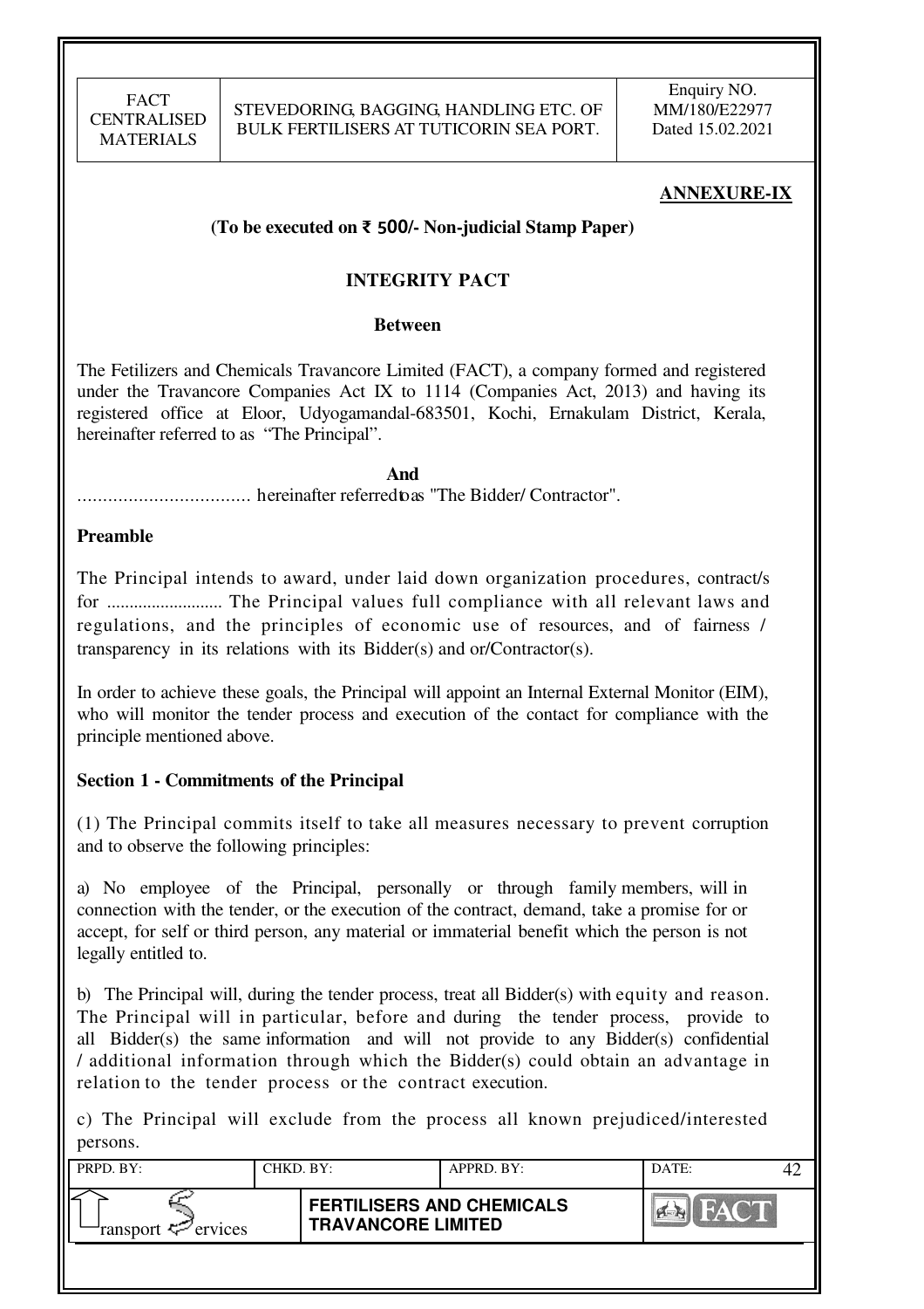**ANNEXURE-IX**

**(To be executed on ₹ 500/- Non-judicial Stamp Paper)**

## INTEGRITY PACT

**Between**

The Fetilizers and Chemicals Travancore Limited (FACT), a company formed and registered under the Travancore Companies Act IX to 1114 (Companies Act, 2013) and having its registered office at Eloor, Udyogamandal-683501, Kochi, Ernakulam District, Kerala, hereinafter referred to as "The Principal".

**And**

.................................. hereinafter referred to as "The Bidder/ Contractor".

### Preamble

The Principal intends to award, under laid down organization procedures, contract/s for .......................... The Principal values full compliance with all relevant laws and regulations, and the principles of economic use of resources, and of fairness / transparency in its relations with its Bidder(s) and or/Contractor(s).

In order to achieve these goals, the Principal will appoint an Internal External Monitor (EIM), who will monitor the tender process and execution of the contact for compliance with the principle mentioned above.

### Section 1 - Commitments of the Principal

(1) The Principal commits itself to take all measures necessary to prevent corruption and to observe the following principles:

a) No employee of the Principal, personally or through family members, will in connection with the tender, or the execution of the contract, demand, take a promise for or accept, for self or third person, any material or immaterial benefit which the person is not legally entitled to.

b) The Principal will, during the tender process, treat all Bidder(s) with equity and reason. The Principal will in particular, before and during the tender process, provide to all Bidder(s) the same information and will not provide to any Bidder(s) confidential / additional information through which the Bidder(s) could obtain an advantage in relation to the tender process or the contract execution.

c) The Principal will exclude from the process all known prejudiced/interested persons.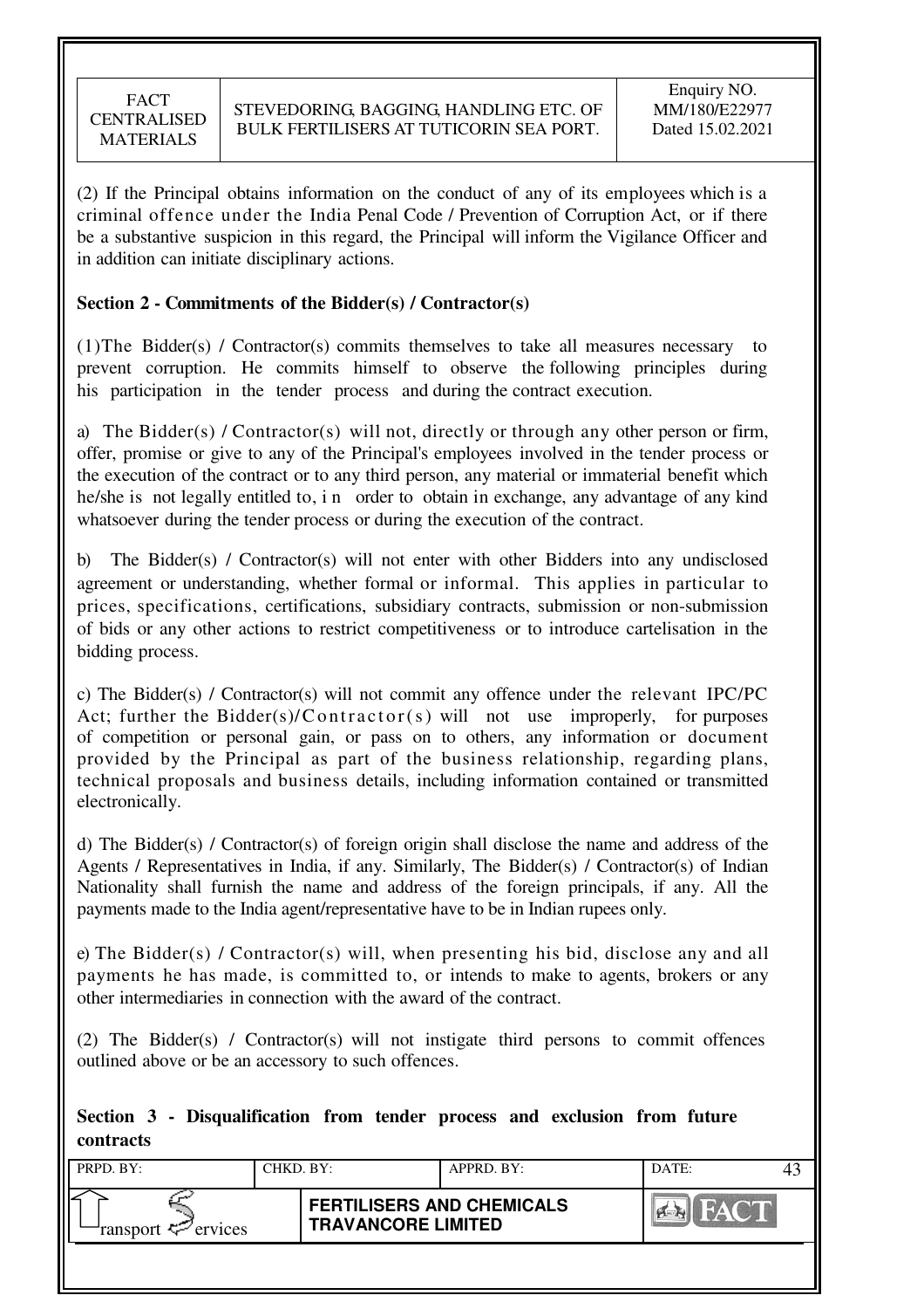(2) If the Principal obtains information on the conduct of any of its employees which is a criminal offence under the India Penal Code / Prevention of Corruption Act, or if there be a substantive suspicion in this regard, the Principal will inform the Vigilance Officer and in addition can initiate disciplinary actions.

**Section 2 - Commitments of the Bidder(s) / Contractor(s)**

(1)The Bidder(s) / Contractor(s) commits themselves to take all measures necessary to prevent corruption. He commits himself to observe the following principles during his participation in the tender process and during the contract execution.

a) The Bidder(s) / Contractor(s) will not, directly or through any other person or firm, offer, promise or give to any of the Principal's employees involved in the tender process or the execution of the contract or to any third person, any material or immaterial benefit which he/she is not legally entitled to, i n order to obtain in exchange, any advantage of any kind whatsoever during the tender process or during the execution of the contract.

b) The Bidder(s) / Contractor(s) will not enter with other Bidders into any undisclosed agreement or understanding, whether formal or informal. This applies in particular to prices, specifications, certifications, subsidiary contracts, submission or non-submission of bids or any other actions to restrict competitiveness or to introduce cartelisation in the bidding process.

c) The Bidder(s) / Contractor(s) will not commit any offence under the relevant IPC/PC Act; further the Bidder(s)/Contractor(s) will not use improperly, for purposes of competition or personal gain, or pass on to others, any information or document provided by the Principal as part of the business relationship, regarding plans, technical proposals and business details, including information contained or transmitted electronically.

d) The Bidder(s) / Contractor(s) of foreign origin shall disclose the name and address of the Agents / Representatives in India, if any. Similarly, The Bidder(s) / Contractor(s) of Indian Nationality shall furnish the name and address of the foreign principals, if any. All the payments made to the India agent/representative have to be in Indian rupees only.

e) The Bidder(s) / Contractor(s) will, when presenting his bid, disclose any and all payments he has made, is committed to, or intends to make to agents, brokers or any other intermediaries in connection with the award of the contract.

(2) The Bidder(s) / Contractor(s) will not instigate third persons to commit offences outlined above or be an accessory to such offences.

**Section 3 - Disqualification from tender process and exclusion from future contracts**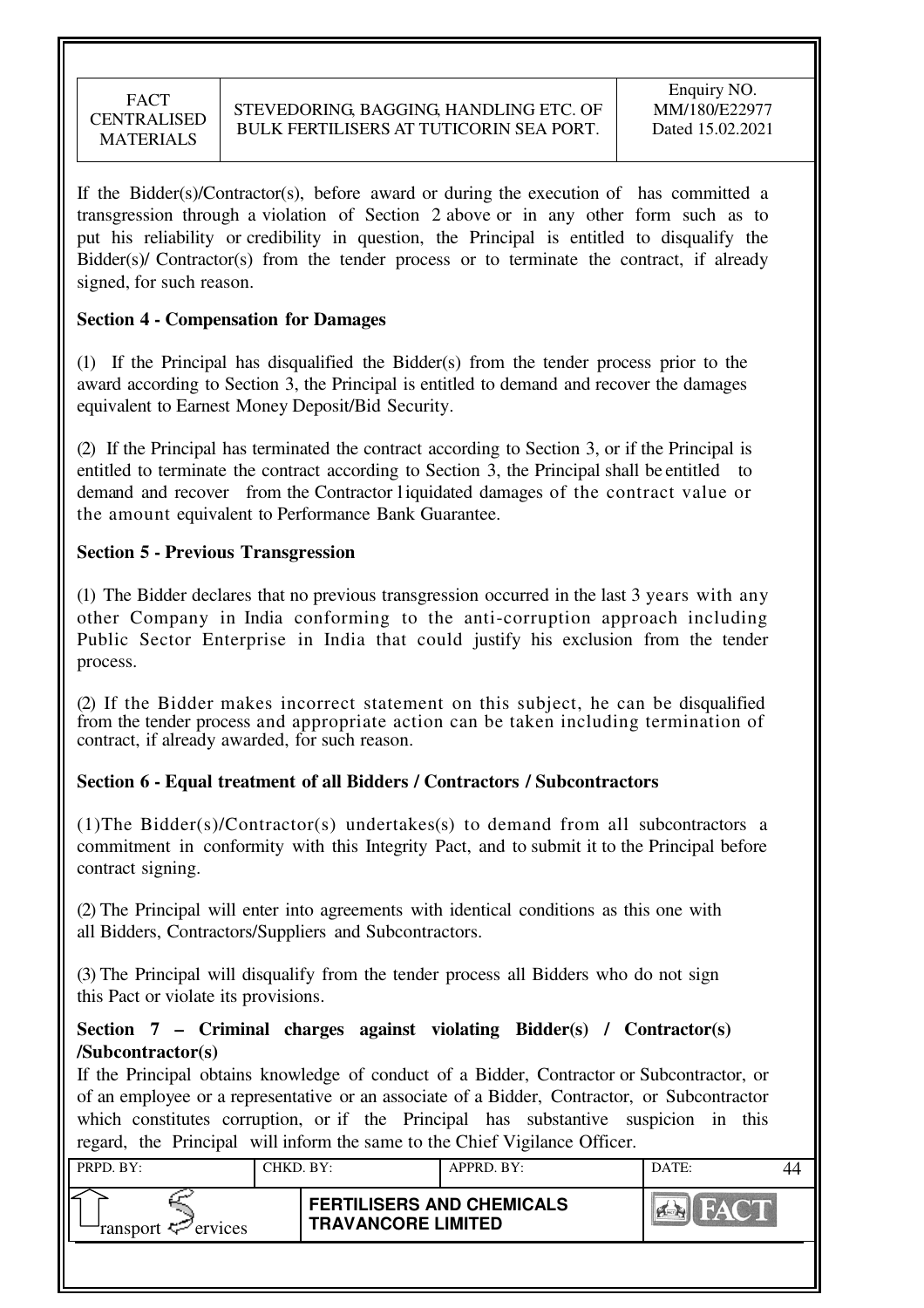If the Bidder(s)/Contractor(s), before award or during the execution of has committed a transgression through a violation of Section 2 above or in any other form such as to put his reliability or credibility in question, the Principal is entitled to disqualify the Bidder(s)/ Contractor(s) from the tender process or to terminate the contract, if already signed, for such reason.

**Section 4 - Compensation for Damages**

(1) If the Principal has disqualified the Bidder(s) from the tender process prior to the award according to Section 3, the Principal is entitled to demand and recover the damages equivalent to Earnest Money Deposit/Bid Security.

(2) If the Principal has terminated the contract according to Section 3, or if the Principal is entitled to terminate the contract according to Section 3, the Principal shall be entitled to demand and recover from the Contractor liquidated damages of the contract value or the amount equivalent to Performance Bank Guarantee.

**Section 5 - Previous Transgression**

(1) The Bidder declares that no previous transgression occurred in the last 3 years with any other Company in India conforming to the anti-corruption approach including Public Sector Enterprise in India that could justify his exclusion from the tender process.

(2) If the Bidder makes incorrect statement on this subject, he can be disqualified from the tender process and appropriate action can be taken including termination of contract, if already awarded, for such reason.

**Section 6 - Equal treatment of all Bidders / Contractors / Subcontractors**

(1)The Bidder(s)/Contractor(s) undertakes(s) to demand from all subcontractors a commitment in conformity with this Integrity Pact, and to submit it to the Principal before contract signing.

(2) The Principal will enter into agreements with identical conditions as this one with all Bidders, Contractors/Suppliers and Subcontractors.

(3) The Principal will disqualify from the tender process all Bidders who do not sign this Pact or violate its provisions.

**Section 7 – Criminal charges against violating Bidder(s) / Contractor(s) /Subcontractor(s)**

If the Principal obtains knowledge of conduct of a Bidder, Contractor or Subcontractor, or of an employee or a representative or an associate of a Bidder, Contractor, or Subcontractor which constitutes corruption, or if the Principal has substantive suspicion in this regard, the Principal will inform the same to the Chief Vigilance Officer.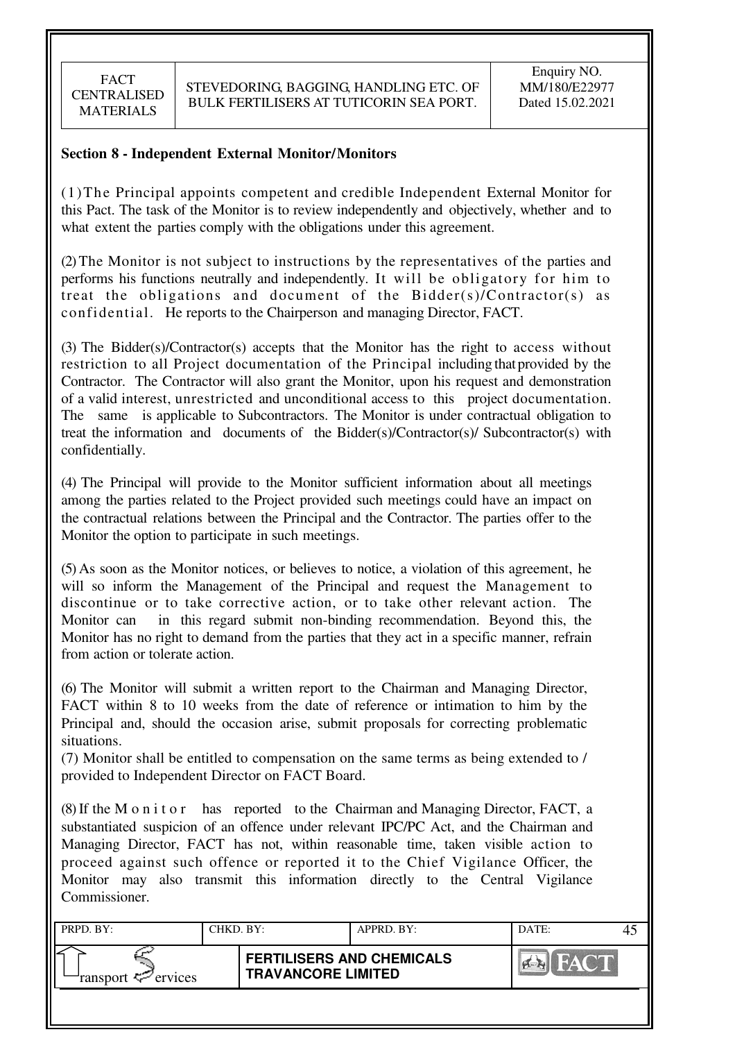## Section 8 - Independent External Monitor/Monitors

(1) The Principal appoints competent and credible Independent External Monitor for this Pact. The task of the Monitor is to review independently and objectively, whether and to what extent the parties comply with the obligations under this agreement.

(2) The Monitor is not subject to instructions by the representatives of the parties and performs his functions neutrally and independently. It will be obligatory for him to treat the obligations and document of the Bidder(s)/Contractor(s) as confidential. He reports to the Chairperson and managing Director, FACT.

(3) The Bidder(s)/Contractor(s) accepts that the Monitor has the right to access without restriction to all Project documentation of the Principal including that provided by the Contractor. The Contractor will also grant the Monitor, upon his request and demonstration of a valid interest, unrestricted and unconditional access to this project documentation. The same is applicable to Subcontractors. The Monitor is under contractual obligation to treat the information and documents of the Bidder(s)/Contractor(s)/ Subcontractor(s) with confidentially.

(4) The Principal will provide to the Monitor sufficient information about all meetings among the parties related to the Project provided such meetings could have an impact on the contractual relations between the Principal and the Contractor. The parties offer to the Monitor the option to participate in such meetings.

(5) As soon as the Monitor notices, or believes to notice, a violation of this agreement, he will so inform the Management of the Principal and request the Management to discontinue or to take corrective action, or to take other relevant action. The Monitor can in this regard submit non-binding recommendation. Beyond this, the Monitor has no right to demand from the parties that they act in a specific manner, refrain from action or tolerate action.

(6) The Monitor will submit a written report to the Chairman and Managing Director, FACT within 8 to 10 weeks from the date of reference or intimation to him by the Principal and, should the occasion arise, submit proposals for correcting problematic situations.

(7) Monitor shall be entitled to compensation on the same terms as being extended to / provided to Independent Director on FACT Board.

(8) If the Monitor has reported to the Chairman and Managing Director, FACT, a substantiated suspicion of an offence under relevant IPC/PC Act, and the Chairman and Managing Director, FACT has not, within reasonable time, taken visible action to proceed against such offence or reported it to the Chief Vigilance Officer, the Monitor may also transmit this information directly to the Central Vigilance Commissioner.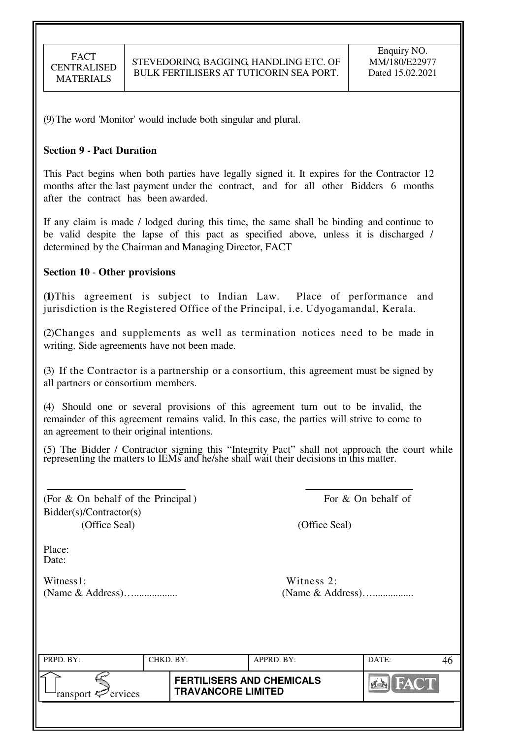(9) The word 'Monitor' would include both singular and plural.

**Section 9 - Pact Duration**

This Pact begins when both parties have legally signed it. It expires for the Contractor 12 months after the last payment under the contract, and for all other Bidders 6 months after the contract has been awarded.

If any claim is made / lodged during this time, the same shall be binding and continue to be valid despite the lapse of this pact as specified above, unless it is discharged / determined by the Chairman and Managing Director, FACT

**Section 10 - Other provisions**

**(1)**This agreement is subject to Indian Law. Place of performance and jurisdiction is the Registered Office of the Principal, i.e. Udyogamandal, Kerala.

(2)Changes and supplements as well as termination notices need to be made in writing. Side agreements have not been made.

(3) If the Contractor is a partnership or a consortium, this agreement must be signed by all partners or consortium members.

(4) Should one or several provisions of this agreement turn out to be invalid, the remainder of this agreement remains valid. In this case, the parties will strive to come to an agreement to their original intentions.

(5) The Bidder / Contractor signing this "Integrity Pact" shall not approach the court while representing the matters to IEMs and he/she shall wait their decisions in this matter.

(For & On behalf of the Principal) For & On behalf of Bidder(s)/Contractor(s)

(Office Seal) (Office Seal)

Place:

Date:

Witness1: (Name & Address)….................

Witness 2: (Name & Address)….................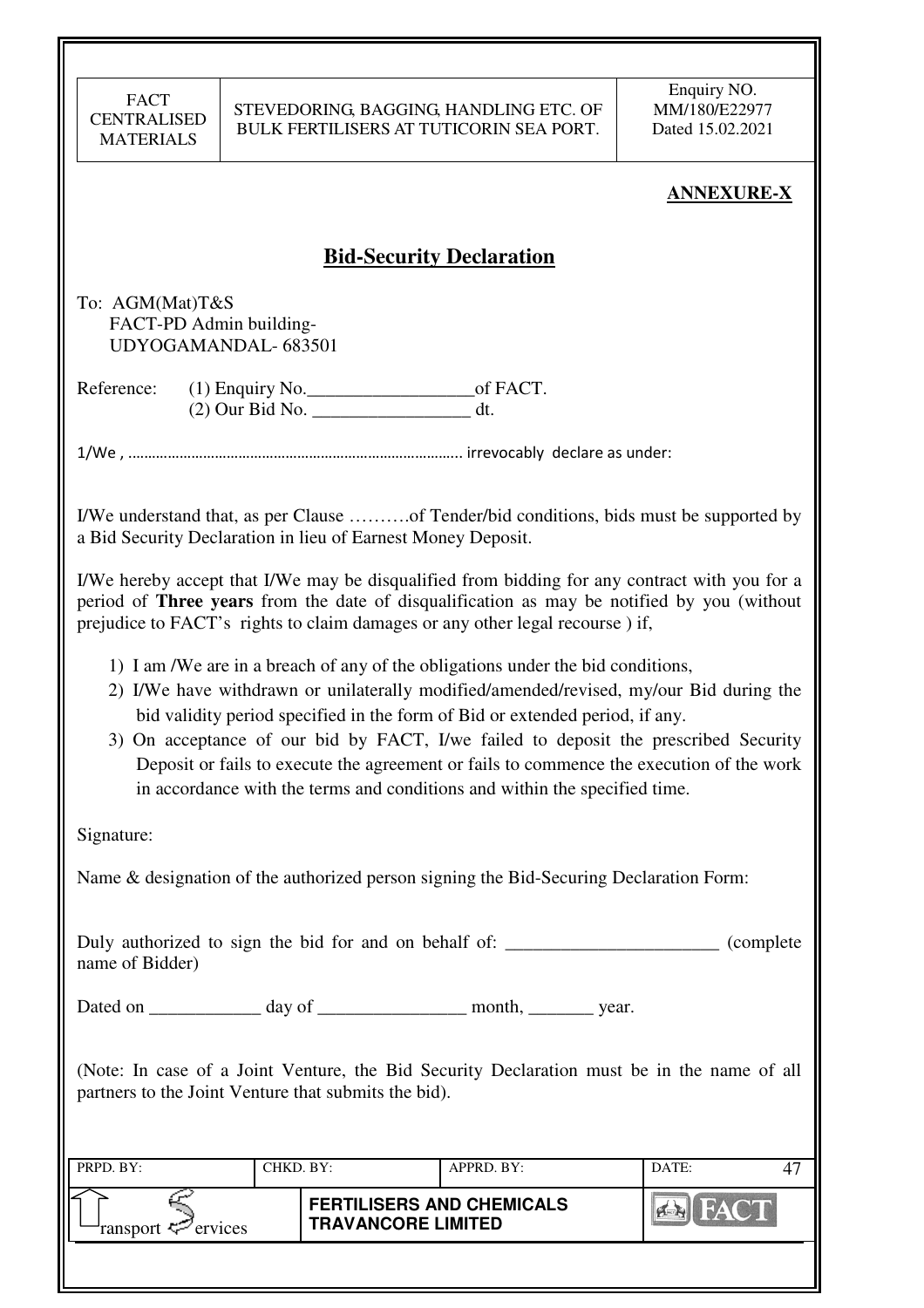**ANNEXURE-X**

## Bid-Security Declaration

To: AGM(Mat)T&S
FACT-PD Admin building-
UDYOGAMANDAL- 683501

Reference: (1) Enquiry No.__________________of FACT.
(2) Our Bid No. _________________ dt.

1/We , ………………………………………………………………………. irrevocably declare as under:

I/We understand that, as per Clause ……….of Tender/bid conditions, bids must be supported by a Bid Security Declaration in lieu of Earnest Money Deposit.

I/We hereby accept that I/We may be disqualified from bidding for any contract with you for a period of **Three years** from the date of disqualification as may be notified by you (without prejudice to FACT's rights to claim damages or any other legal recourse ) if,

1) I am /We are in a breach of any of the obligations under the bid conditions,
2) I/We have withdrawn or unilaterally modified/amended/revised, my/our Bid during the bid validity period specified in the form of Bid or extended period, if any.
3) On acceptance of our bid by FACT, I/we failed to deposit the prescribed Security Deposit or fails to execute the agreement or fails to commence the execution of the work in accordance with the terms and conditions and within the specified time.

Signature:

Name & designation of the authorized person signing the Bid-Securing Declaration Form:

Duly authorized to sign the bid for and on behalf of: _______________________ (complete name of Bidder)

Dated on ____________ day of ________________ month, _______ year.

(Note: In case of a Joint Venture, the Bid Security Declaration must be in the name of all partners to the Joint Venture that submits the bid).